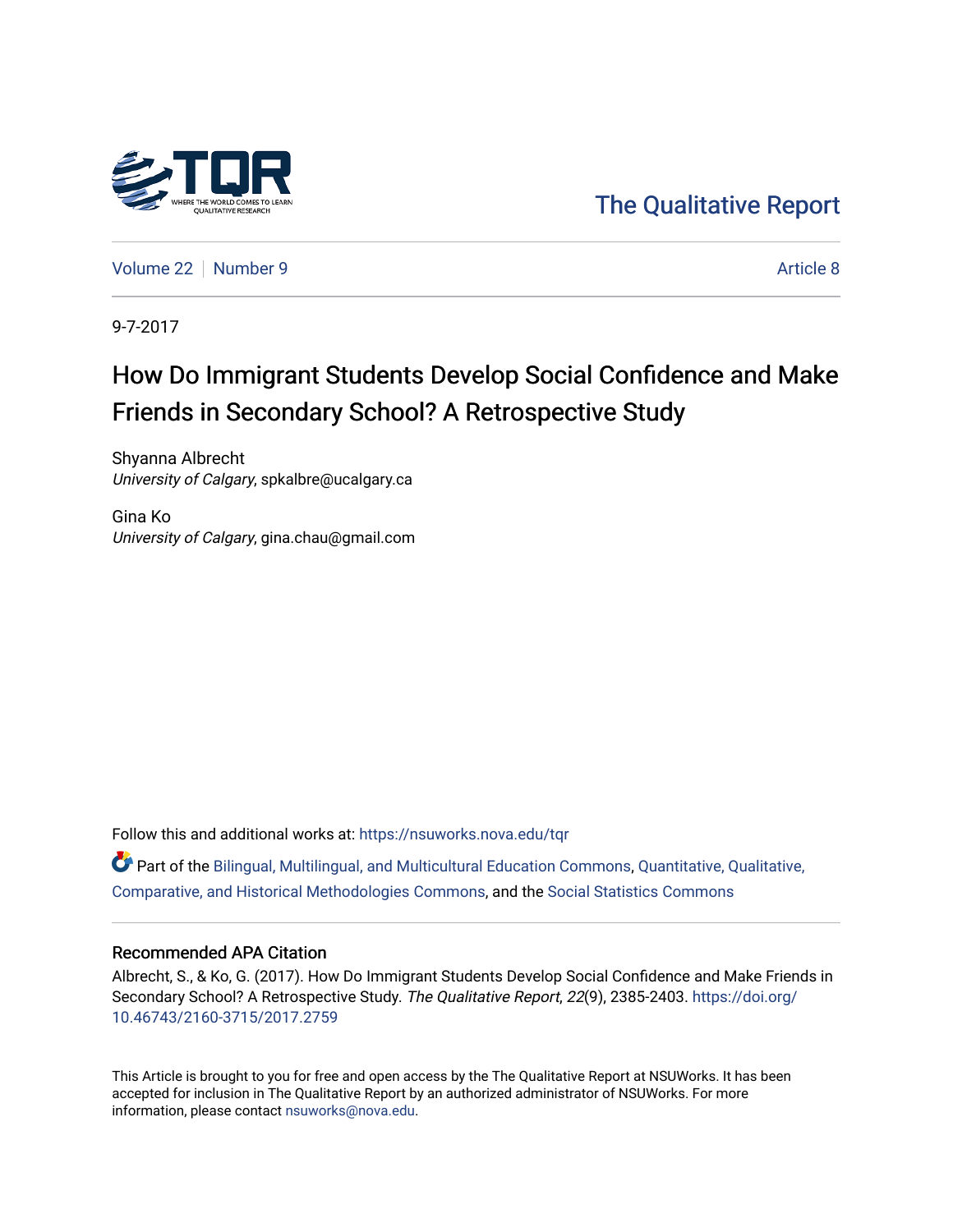The Qualitative Report

Volume 22 | Number 9 | Article 8

9-7-2017

# How Do Immigrant Students Develop Social Confidence and Make Friends in Secondary School? A Retrospective Study

Shyanna Albrecht
*University of Calgary*, spkalbre@ucalgary.ca

Gina Ko
*University of Calgary*, gina.chau@gmail.com

Follow this and additional works at: https://nsuworks.nova.edu/tqr

Part of the Bilingual, Multilingual, and Multicultural Education Commons, Quantitative, Qualitative, Comparative, and Historical Methodologies Commons, and the Social Statistics Commons

## Recommended APA Citation

Albrecht, S., & Ko, G. (2017). How Do Immigrant Students Develop Social Confidence and Make Friends in Secondary School? A Retrospective Study. *The Qualitative Report*, *22*(9), 2385-2403. https://doi.org/10.46743/2160-3715/2017.2759

This Article is brought to you for free and open access by the The Qualitative Report at NSUWorks. It has been accepted for inclusion in The Qualitative Report by an authorized administrator of NSUWorks. For more information, please contact nsuworks@nova.edu.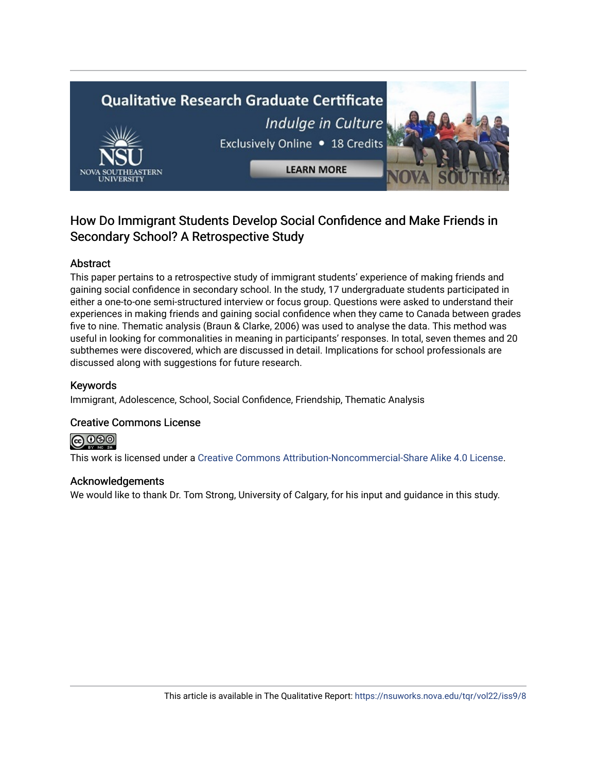## How Do Immigrant Students Develop Social Confidence and Make Friends in Secondary School? A Retrospective Study

### Abstract

This paper pertains to a retrospective study of immigrant students' experience of making friends and gaining social confidence in secondary school. In the study, 17 undergraduate students participated in either a one-to-one semi-structured interview or focus group. Questions were asked to understand their experiences in making friends and gaining social confidence when they came to Canada between grades five to nine. Thematic analysis (Braun & Clarke, 2006) was used to analyse the data. This method was useful in looking for commonalities in meaning in participants' responses. In total, seven themes and 20 subthemes were discovered, which are discussed in detail. Implications for school professionals are discussed along with suggestions for future research.

### Keywords

Immigrant, Adolescence, School, Social Confidence, Friendship, Thematic Analysis

### Creative Commons License

This work is licensed under a Creative Commons Attribution-Noncommercial-Share Alike 4.0 License.

### Acknowledgements

We would like to thank Dr. Tom Strong, University of Calgary, for his input and guidance in this study.

This article is available in The Qualitative Report: https://nsuworks.nova.edu/tqr/vol22/iss9/8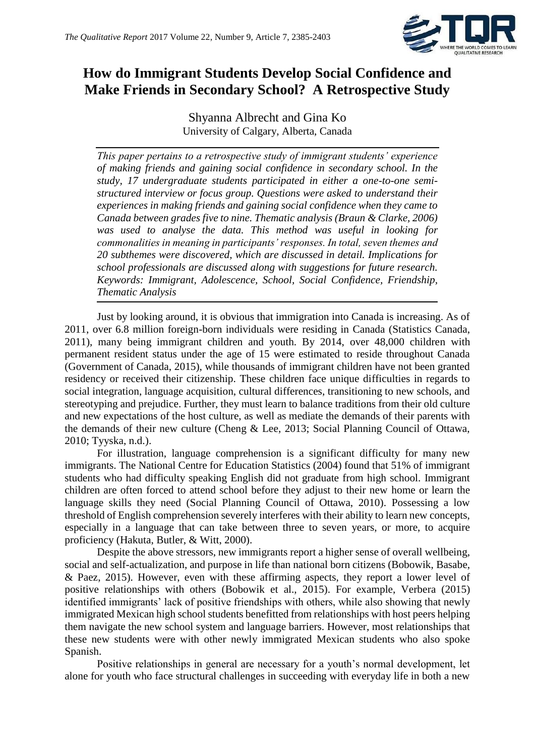# How do Immigrant Students Develop Social Confidence and Make Friends in Secondary School? A Retrospective Study

Shyanna Albrecht and Gina Ko
University of Calgary, Alberta, Canada

*This paper pertains to a retrospective study of immigrant students' experience of making friends and gaining social confidence in secondary school. In the study, 17 undergraduate students participated in either a one-to-one semi-structured interview or focus group. Questions were asked to understand their experiences in making friends and gaining social confidence when they came to Canada between grades five to nine. Thematic analysis (Braun & Clarke, 2006) was used to analyse the data. This method was useful in looking for commonalities in meaning in participants' responses. In total, seven themes and 20 subthemes were discovered, which are discussed in detail. Implications for school professionals are discussed along with suggestions for future research. Keywords: Immigrant, Adolescence, School, Social Confidence, Friendship, Thematic Analysis*

Just by looking around, it is obvious that immigration into Canada is increasing. As of 2011, over 6.8 million foreign-born individuals were residing in Canada (Statistics Canada, 2011), many being immigrant children and youth. By 2014, over 48,000 children with permanent resident status under the age of 15 were estimated to reside throughout Canada (Government of Canada, 2015), while thousands of immigrant children have not been granted residency or received their citizenship. These children face unique difficulties in regards to social integration, language acquisition, cultural differences, transitioning to new schools, and stereotyping and prejudice. Further, they must learn to balance traditions from their old culture and new expectations of the host culture, as well as mediate the demands of their parents with the demands of their new culture (Cheng & Lee, 2013; Social Planning Council of Ottawa, 2010; Tyyska, n.d.).

For illustration, language comprehension is a significant difficulty for many new immigrants. The National Centre for Education Statistics (2004) found that 51% of immigrant students who had difficulty speaking English did not graduate from high school. Immigrant children are often forced to attend school before they adjust to their new home or learn the language skills they need (Social Planning Council of Ottawa, 2010). Possessing a low threshold of English comprehension severely interferes with their ability to learn new concepts, especially in a language that can take between three to seven years, or more, to acquire proficiency (Hakuta, Butler, & Witt, 2000).

Despite the above stressors, new immigrants report a higher sense of overall wellbeing, social and self-actualization, and purpose in life than national born citizens (Bobowik, Basabe, & Paez, 2015). However, even with these affirming aspects, they report a lower level of positive relationships with others (Bobowik et al., 2015). For example, Verbera (2015) identified immigrants' lack of positive friendships with others, while also showing that newly immigrated Mexican high school students benefitted from relationships with host peers helping them navigate the new school system and language barriers. However, most relationships that these new students were with other newly immigrated Mexican students who also spoke Spanish.

Positive relationships in general are necessary for a youth's normal development, let alone for youth who face structural challenges in succeeding with everyday life in both a new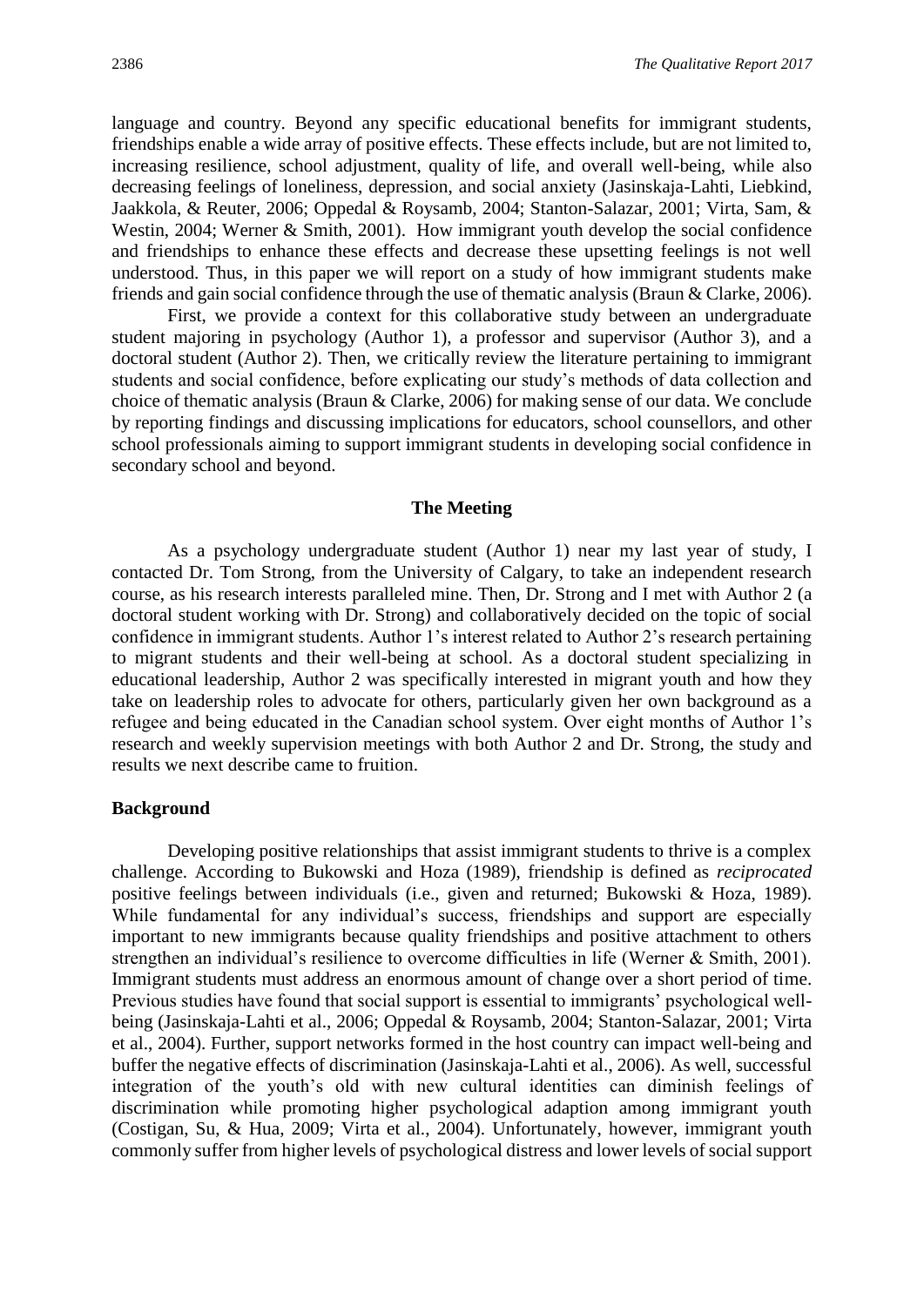language and country. Beyond any specific educational benefits for immigrant students, friendships enable a wide array of positive effects. These effects include, but are not limited to, increasing resilience, school adjustment, quality of life, and overall well-being, while also decreasing feelings of loneliness, depression, and social anxiety (Jasinskaja-Lahti, Liebkind, Jaakkola, & Reuter, 2006; Oppedal & Roysamb, 2004; Stanton-Salazar, 2001; Virta, Sam, & Westin, 2004; Werner & Smith, 2001). How immigrant youth develop the social confidence and friendships to enhance these effects and decrease these upsetting feelings is not well understood. Thus, in this paper we will report on a study of how immigrant students make friends and gain social confidence through the use of thematic analysis (Braun & Clarke, 2006).

First, we provide a context for this collaborative study between an undergraduate student majoring in psychology (Author 1), a professor and supervisor (Author 3), and a doctoral student (Author 2). Then, we critically review the literature pertaining to immigrant students and social confidence, before explicating our study's methods of data collection and choice of thematic analysis (Braun & Clarke, 2006) for making sense of our data. We conclude by reporting findings and discussing implications for educators, school counsellors, and other school professionals aiming to support immigrant students in developing social confidence in secondary school and beyond.

## The Meeting

As a psychology undergraduate student (Author 1) near my last year of study, I contacted Dr. Tom Strong, from the University of Calgary, to take an independent research course, as his research interests paralleled mine. Then, Dr. Strong and I met with Author 2 (a doctoral student working with Dr. Strong) and collaboratively decided on the topic of social confidence in immigrant students. Author 1's interest related to Author 2's research pertaining to migrant students and their well-being at school. As a doctoral student specializing in educational leadership, Author 2 was specifically interested in migrant youth and how they take on leadership roles to advocate for others, particularly given her own background as a refugee and being educated in the Canadian school system. Over eight months of Author 1's research and weekly supervision meetings with both Author 2 and Dr. Strong, the study and results we next describe came to fruition.

### Background

Developing positive relationships that assist immigrant students to thrive is a complex challenge. According to Bukowski and Hoza (1989), friendship is defined as *reciprocated* positive feelings between individuals (i.e., given and returned; Bukowski & Hoza, 1989). While fundamental for any individual's success, friendships and support are especially important to new immigrants because quality friendships and positive attachment to others strengthen an individual's resilience to overcome difficulties in life (Werner & Smith, 2001). Immigrant students must address an enormous amount of change over a short period of time. Previous studies have found that social support is essential to immigrants' psychological well-being (Jasinskaja-Lahti et al., 2006; Oppedal & Roysamb, 2004; Stanton-Salazar, 2001; Virta et al., 2004). Further, support networks formed in the host country can impact well-being and buffer the negative effects of discrimination (Jasinskaja-Lahti et al., 2006). As well, successful integration of the youth's old with new cultural identities can diminish feelings of discrimination while promoting higher psychological adaption among immigrant youth (Costigan, Su, & Hua, 2009; Virta et al., 2004). Unfortunately, however, immigrant youth commonly suffer from higher levels of psychological distress and lower levels of social support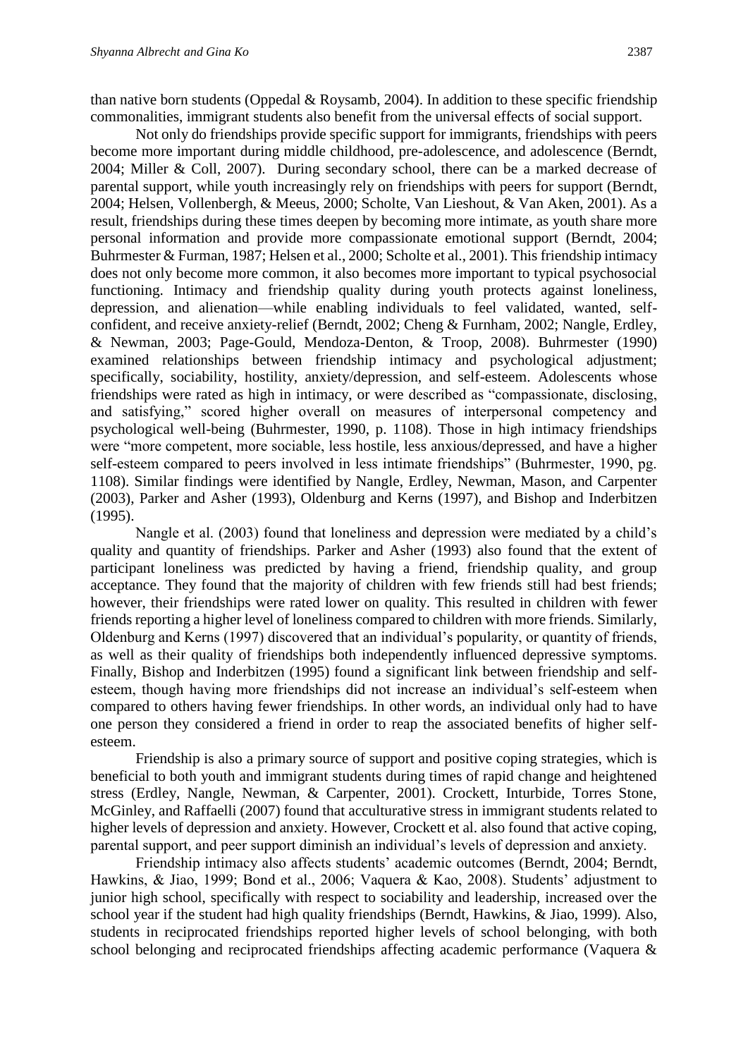than native born students (Oppedal & Roysamb, 2004). In addition to these specific friendship commonalities, immigrant students also benefit from the universal effects of social support.

Not only do friendships provide specific support for immigrants, friendships with peers become more important during middle childhood, pre-adolescence, and adolescence (Berndt, 2004; Miller & Coll, 2007). During secondary school, there can be a marked decrease of parental support, while youth increasingly rely on friendships with peers for support (Berndt, 2004; Helsen, Vollenbergh, & Meeus, 2000; Scholte, Van Lieshout, & Van Aken, 2001). As a result, friendships during these times deepen by becoming more intimate, as youth share more personal information and provide more compassionate emotional support (Berndt, 2004; Buhrmester & Furman, 1987; Helsen et al., 2000; Scholte et al., 2001). This friendship intimacy does not only become more common, it also becomes more important to typical psychosocial functioning. Intimacy and friendship quality during youth protects against loneliness, depression, and alienation—while enabling individuals to feel validated, wanted, self-confident, and receive anxiety-relief (Berndt, 2002; Cheng & Furnham, 2002; Nangle, Erdley, & Newman, 2003; Page-Gould, Mendoza-Denton, & Troop, 2008). Buhrmester (1990) examined relationships between friendship intimacy and psychological adjustment; specifically, sociability, hostility, anxiety/depression, and self-esteem. Adolescents whose friendships were rated as high in intimacy, or were described as "compassionate, disclosing, and satisfying," scored higher overall on measures of interpersonal competency and psychological well-being (Buhrmester, 1990, p. 1108). Those in high intimacy friendships were "more competent, more sociable, less hostile, less anxious/depressed, and have a higher self-esteem compared to peers involved in less intimate friendships" (Buhrmester, 1990, pg. 1108). Similar findings were identified by Nangle, Erdley, Newman, Mason, and Carpenter (2003), Parker and Asher (1993), Oldenburg and Kerns (1997), and Bishop and Inderbitzen (1995).

Nangle et al. (2003) found that loneliness and depression were mediated by a child's quality and quantity of friendships. Parker and Asher (1993) also found that the extent of participant loneliness was predicted by having a friend, friendship quality, and group acceptance. They found that the majority of children with few friends still had best friends; however, their friendships were rated lower on quality. This resulted in children with fewer friends reporting a higher level of loneliness compared to children with more friends. Similarly, Oldenburg and Kerns (1997) discovered that an individual's popularity, or quantity of friends, as well as their quality of friendships both independently influenced depressive symptoms. Finally, Bishop and Inderbitzen (1995) found a significant link between friendship and self-esteem, though having more friendships did not increase an individual's self-esteem when compared to others having fewer friendships. In other words, an individual only had to have one person they considered a friend in order to reap the associated benefits of higher self-esteem.

Friendship is also a primary source of support and positive coping strategies, which is beneficial to both youth and immigrant students during times of rapid change and heightened stress (Erdley, Nangle, Newman, & Carpenter, 2001). Crockett, Inturbide, Torres Stone, McGinley, and Raffaelli (2007) found that acculturative stress in immigrant students related to higher levels of depression and anxiety. However, Crockett et al. also found that active coping, parental support, and peer support diminish an individual's levels of depression and anxiety.

Friendship intimacy also affects students' academic outcomes (Berndt, 2004; Berndt, Hawkins, & Jiao, 1999; Bond et al., 2006; Vaquera & Kao, 2008). Students' adjustment to junior high school, specifically with respect to sociability and leadership, increased over the school year if the student had high quality friendships (Berndt, Hawkins, & Jiao, 1999). Also, students in reciprocated friendships reported higher levels of school belonging, with both school belonging and reciprocated friendships affecting academic performance (Vaquera &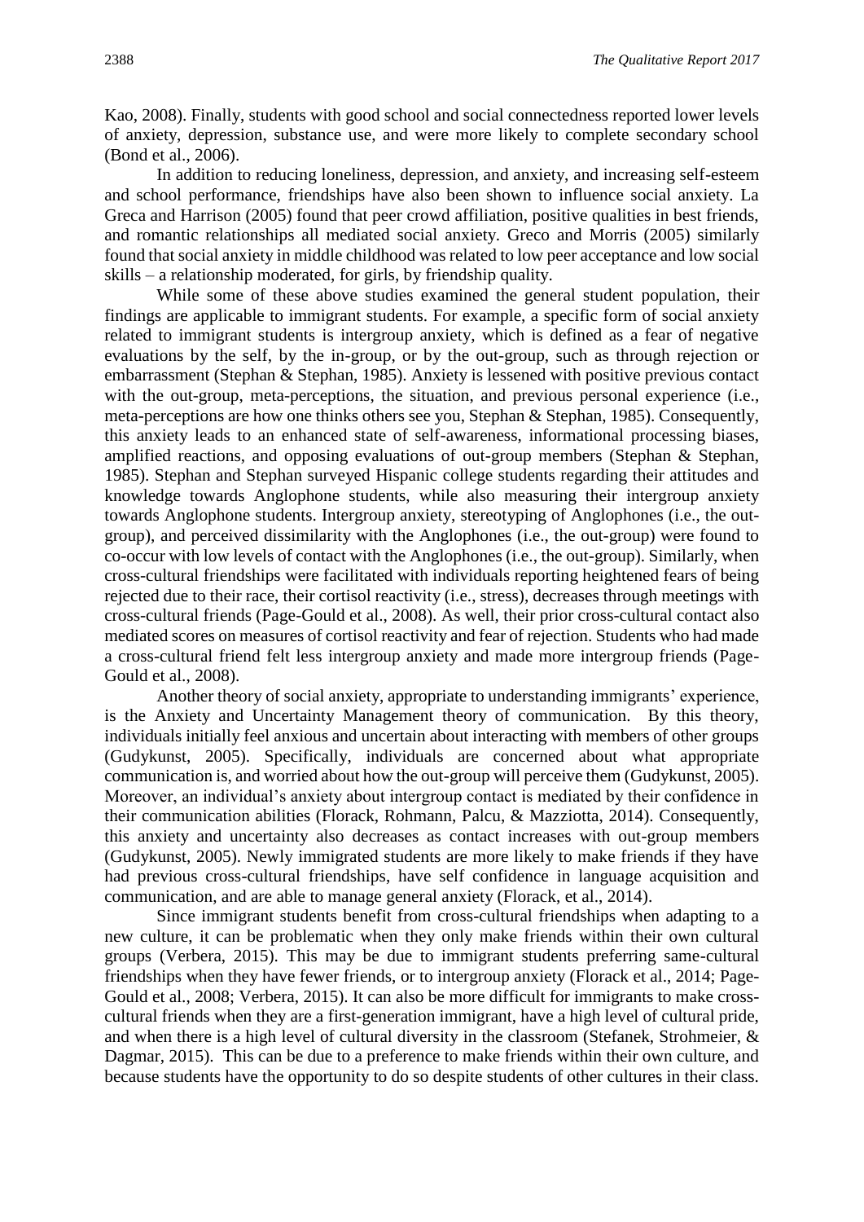Kao, 2008). Finally, students with good school and social connectedness reported lower levels of anxiety, depression, substance use, and were more likely to complete secondary school (Bond et al., 2006).

In addition to reducing loneliness, depression, and anxiety, and increasing self-esteem and school performance, friendships have also been shown to influence social anxiety. La Greca and Harrison (2005) found that peer crowd affiliation, positive qualities in best friends, and romantic relationships all mediated social anxiety. Greco and Morris (2005) similarly found that social anxiety in middle childhood was related to low peer acceptance and low social skills – a relationship moderated, for girls, by friendship quality.

While some of these above studies examined the general student population, their findings are applicable to immigrant students. For example, a specific form of social anxiety related to immigrant students is intergroup anxiety, which is defined as a fear of negative evaluations by the self, by the in-group, or by the out-group, such as through rejection or embarrassment (Stephan & Stephan, 1985). Anxiety is lessened with positive previous contact with the out-group, meta-perceptions, the situation, and previous personal experience (i.e., meta-perceptions are how one thinks others see you, Stephan & Stephan, 1985). Consequently, this anxiety leads to an enhanced state of self-awareness, informational processing biases, amplified reactions, and opposing evaluations of out-group members (Stephan & Stephan, 1985). Stephan and Stephan surveyed Hispanic college students regarding their attitudes and knowledge towards Anglophone students, while also measuring their intergroup anxiety towards Anglophone students. Intergroup anxiety, stereotyping of Anglophones (i.e., the out-group), and perceived dissimilarity with the Anglophones (i.e., the out-group) were found to co-occur with low levels of contact with the Anglophones (i.e., the out-group). Similarly, when cross-cultural friendships were facilitated with individuals reporting heightened fears of being rejected due to their race, their cortisol reactivity (i.e., stress), decreases through meetings with cross-cultural friends (Page-Gould et al., 2008). As well, their prior cross-cultural contact also mediated scores on measures of cortisol reactivity and fear of rejection. Students who had made a cross-cultural friend felt less intergroup anxiety and made more intergroup friends (Page-Gould et al., 2008).

Another theory of social anxiety, appropriate to understanding immigrants' experience, is the Anxiety and Uncertainty Management theory of communication. By this theory, individuals initially feel anxious and uncertain about interacting with members of other groups (Gudykunst, 2005). Specifically, individuals are concerned about what appropriate communication is, and worried about how the out-group will perceive them (Gudykunst, 2005). Moreover, an individual's anxiety about intergroup contact is mediated by their confidence in their communication abilities (Florack, Rohmann, Palcu, & Mazziotta, 2014). Consequently, this anxiety and uncertainty also decreases as contact increases with out-group members (Gudykunst, 2005). Newly immigrated students are more likely to make friends if they have had previous cross-cultural friendships, have self confidence in language acquisition and communication, and are able to manage general anxiety (Florack, et al., 2014).

Since immigrant students benefit from cross-cultural friendships when adapting to a new culture, it can be problematic when they only make friends within their own cultural groups (Verbera, 2015). This may be due to immigrant students preferring same-cultural friendships when they have fewer friends, or to intergroup anxiety (Florack et al., 2014; Page-Gould et al., 2008; Verbera, 2015). It can also be more difficult for immigrants to make cross-cultural friends when they are a first-generation immigrant, have a high level of cultural pride, and when there is a high level of cultural diversity in the classroom (Stefanek, Strohmeier, & Dagmar, 2015). This can be due to a preference to make friends within their own culture, and because students have the opportunity to do so despite students of other cultures in their class.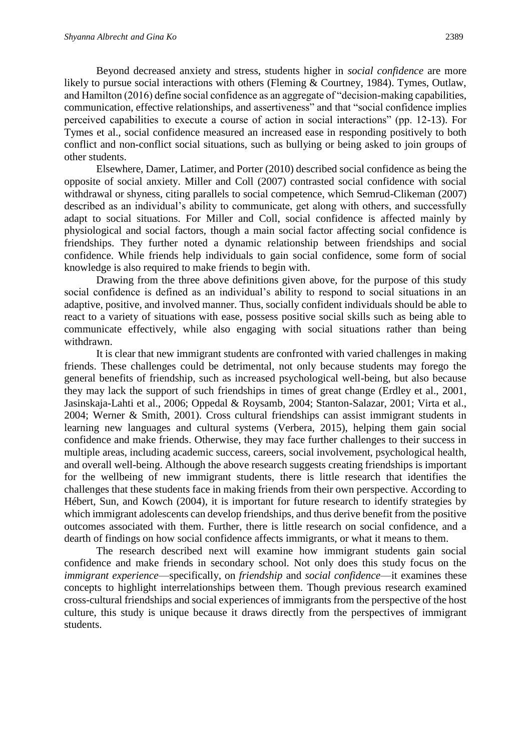Beyond decreased anxiety and stress, students higher in *social confidence* are more likely to pursue social interactions with others (Fleming & Courtney, 1984). Tymes, Outlaw, and Hamilton (2016) define social confidence as an aggregate of "decision-making capabilities, communication, effective relationships, and assertiveness" and that "social confidence implies perceived capabilities to execute a course of action in social interactions" (pp. 12-13). For Tymes et al., social confidence measured an increased ease in responding positively to both conflict and non-conflict social situations, such as bullying or being asked to join groups of other students.

Elsewhere, Damer, Latimer, and Porter (2010) described social confidence as being the opposite of social anxiety. Miller and Coll (2007) contrasted social confidence with social withdrawal or shyness, citing parallels to social competence, which Semrud-Clikeman (2007) described as an individual's ability to communicate, get along with others, and successfully adapt to social situations. For Miller and Coll, social confidence is affected mainly by physiological and social factors, though a main social factor affecting social confidence is friendships. They further noted a dynamic relationship between friendships and social confidence. While friends help individuals to gain social confidence, some form of social knowledge is also required to make friends to begin with.

Drawing from the three above definitions given above, for the purpose of this study social confidence is defined as an individual's ability to respond to social situations in an adaptive, positive, and involved manner. Thus, socially confident individuals should be able to react to a variety of situations with ease, possess positive social skills such as being able to communicate effectively, while also engaging with social situations rather than being withdrawn.

It is clear that new immigrant students are confronted with varied challenges in making friends. These challenges could be detrimental, not only because students may forego the general benefits of friendship, such as increased psychological well-being, but also because they may lack the support of such friendships in times of great change (Erdley et al., 2001, Jasinskaja-Lahti et al., 2006; Oppedal & Roysamb, 2004; Stanton-Salazar, 2001; Virta et al., 2004; Werner & Smith, 2001). Cross cultural friendships can assist immigrant students in learning new languages and cultural systems (Verbera, 2015), helping them gain social confidence and make friends. Otherwise, they may face further challenges to their success in multiple areas, including academic success, careers, social involvement, psychological health, and overall well-being. Although the above research suggests creating friendships is important for the wellbeing of new immigrant students, there is little research that identifies the challenges that these students face in making friends from their own perspective. According to Hébert, Sun, and Kowch (2004), it is important for future research to identify strategies by which immigrant adolescents can develop friendships, and thus derive benefit from the positive outcomes associated with them. Further, there is little research on social confidence, and a dearth of findings on how social confidence affects immigrants, or what it means to them.

The research described next will examine how immigrant students gain social confidence and make friends in secondary school. Not only does this study focus on the *immigrant experience*—specifically, on *friendship* and *social confidence*—it examines these concepts to highlight interrelationships between them. Though previous research examined cross-cultural friendships and social experiences of immigrants from the perspective of the host culture, this study is unique because it draws directly from the perspectives of immigrant students.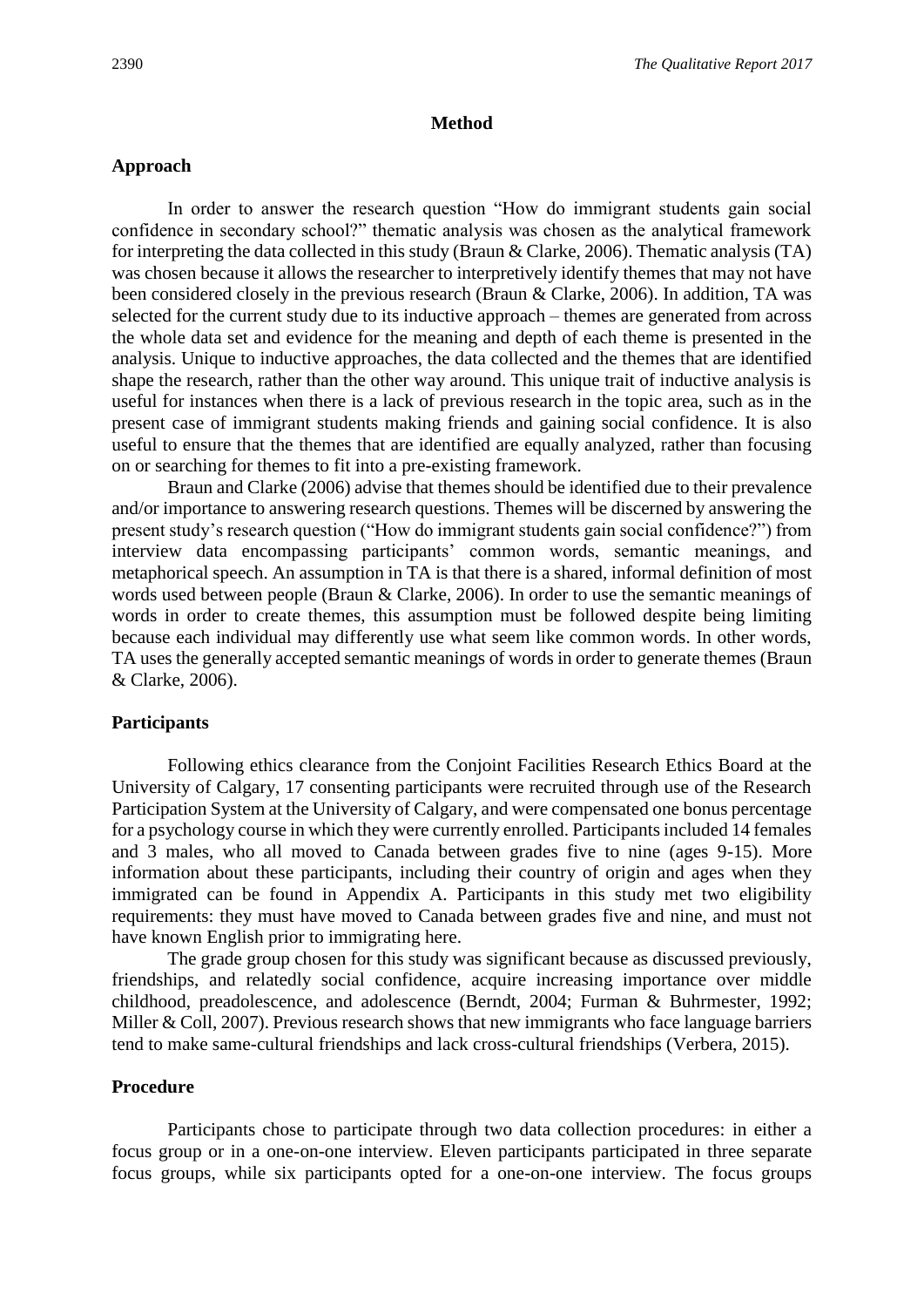## Method

### Approach

In order to answer the research question "How do immigrant students gain social confidence in secondary school?" thematic analysis was chosen as the analytical framework for interpreting the data collected in this study (Braun & Clarke, 2006). Thematic analysis (TA) was chosen because it allows the researcher to interpretively identify themes that may not have been considered closely in the previous research (Braun & Clarke, 2006). In addition, TA was selected for the current study due to its inductive approach – themes are generated from across the whole data set and evidence for the meaning and depth of each theme is presented in the analysis. Unique to inductive approaches, the data collected and the themes that are identified shape the research, rather than the other way around. This unique trait of inductive analysis is useful for instances when there is a lack of previous research in the topic area, such as in the present case of immigrant students making friends and gaining social confidence. It is also useful to ensure that the themes that are identified are equally analyzed, rather than focusing on or searching for themes to fit into a pre-existing framework.

Braun and Clarke (2006) advise that themes should be identified due to their prevalence and/or importance to answering research questions. Themes will be discerned by answering the present study's research question ("How do immigrant students gain social confidence?") from interview data encompassing participants' common words, semantic meanings, and metaphorical speech. An assumption in TA is that there is a shared, informal definition of most words used between people (Braun & Clarke, 2006). In order to use the semantic meanings of words in order to create themes, this assumption must be followed despite being limiting because each individual may differently use what seem like common words. In other words, TA uses the generally accepted semantic meanings of words in order to generate themes (Braun & Clarke, 2006).

### Participants

Following ethics clearance from the Conjoint Facilities Research Ethics Board at the University of Calgary, 17 consenting participants were recruited through use of the Research Participation System at the University of Calgary, and were compensated one bonus percentage for a psychology course in which they were currently enrolled. Participants included 14 females and 3 males, who all moved to Canada between grades five to nine (ages 9-15). More information about these participants, including their country of origin and ages when they immigrated can be found in Appendix A. Participants in this study met two eligibility requirements: they must have moved to Canada between grades five and nine, and must not have known English prior to immigrating here.

The grade group chosen for this study was significant because as discussed previously, friendships, and relatedly social confidence, acquire increasing importance over middle childhood, preadolescence, and adolescence (Berndt, 2004; Furman & Buhrmester, 1992; Miller & Coll, 2007). Previous research shows that new immigrants who face language barriers tend to make same-cultural friendships and lack cross-cultural friendships (Verbera, 2015).

### Procedure

Participants chose to participate through two data collection procedures: in either a focus group or in a one-on-one interview. Eleven participants participated in three separate focus groups, while six participants opted for a one-on-one interview. The focus groups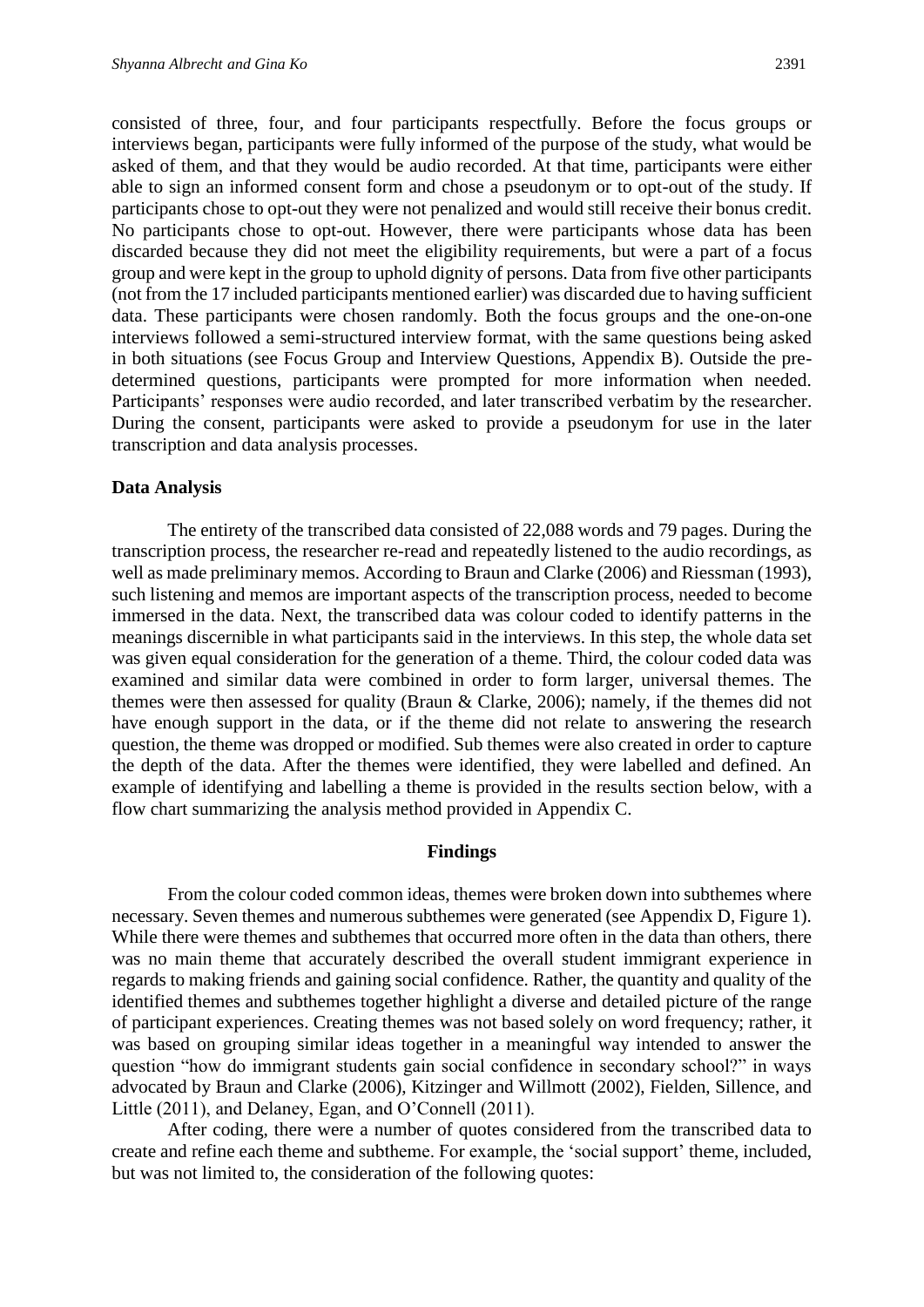consisted of three, four, and four participants respectfully. Before the focus groups or interviews began, participants were fully informed of the purpose of the study, what would be asked of them, and that they would be audio recorded. At that time, participants were either able to sign an informed consent form and chose a pseudonym or to opt-out of the study. If participants chose to opt-out they were not penalized and would still receive their bonus credit. No participants chose to opt-out. However, there were participants whose data has been discarded because they did not meet the eligibility requirements, but were a part of a focus group and were kept in the group to uphold dignity of persons. Data from five other participants (not from the 17 included participants mentioned earlier) was discarded due to having sufficient data. These participants were chosen randomly. Both the focus groups and the one-on-one interviews followed a semi-structured interview format, with the same questions being asked in both situations (see Focus Group and Interview Questions, Appendix B). Outside the pre-determined questions, participants were prompted for more information when needed. Participants' responses were audio recorded, and later transcribed verbatim by the researcher. During the consent, participants were asked to provide a pseudonym for use in the later transcription and data analysis processes.

### Data Analysis

The entirety of the transcribed data consisted of 22,088 words and 79 pages. During the transcription process, the researcher re-read and repeatedly listened to the audio recordings, as well as made preliminary memos. According to Braun and Clarke (2006) and Riessman (1993), such listening and memos are important aspects of the transcription process, needed to become immersed in the data. Next, the transcribed data was colour coded to identify patterns in the meanings discernible in what participants said in the interviews. In this step, the whole data set was given equal consideration for the generation of a theme. Third, the colour coded data was examined and similar data were combined in order to form larger, universal themes. The themes were then assessed for quality (Braun & Clarke, 2006); namely, if the themes did not have enough support in the data, or if the theme did not relate to answering the research question, the theme was dropped or modified. Sub themes were also created in order to capture the depth of the data. After the themes were identified, they were labelled and defined. An example of identifying and labelling a theme is provided in the results section below, with a flow chart summarizing the analysis method provided in Appendix C.

## Findings

From the colour coded common ideas, themes were broken down into subthemes where necessary. Seven themes and numerous subthemes were generated (see Appendix D, Figure 1). While there were themes and subthemes that occurred more often in the data than others, there was no main theme that accurately described the overall student immigrant experience in regards to making friends and gaining social confidence. Rather, the quantity and quality of the identified themes and subthemes together highlight a diverse and detailed picture of the range of participant experiences. Creating themes was not based solely on word frequency; rather, it was based on grouping similar ideas together in a meaningful way intended to answer the question "how do immigrant students gain social confidence in secondary school?" in ways advocated by Braun and Clarke (2006), Kitzinger and Willmott (2002), Fielden, Sillence, and Little (2011), and Delaney, Egan, and O'Connell (2011).

After coding, there were a number of quotes considered from the transcribed data to create and refine each theme and subtheme. For example, the 'social support' theme, included, but was not limited to, the consideration of the following quotes: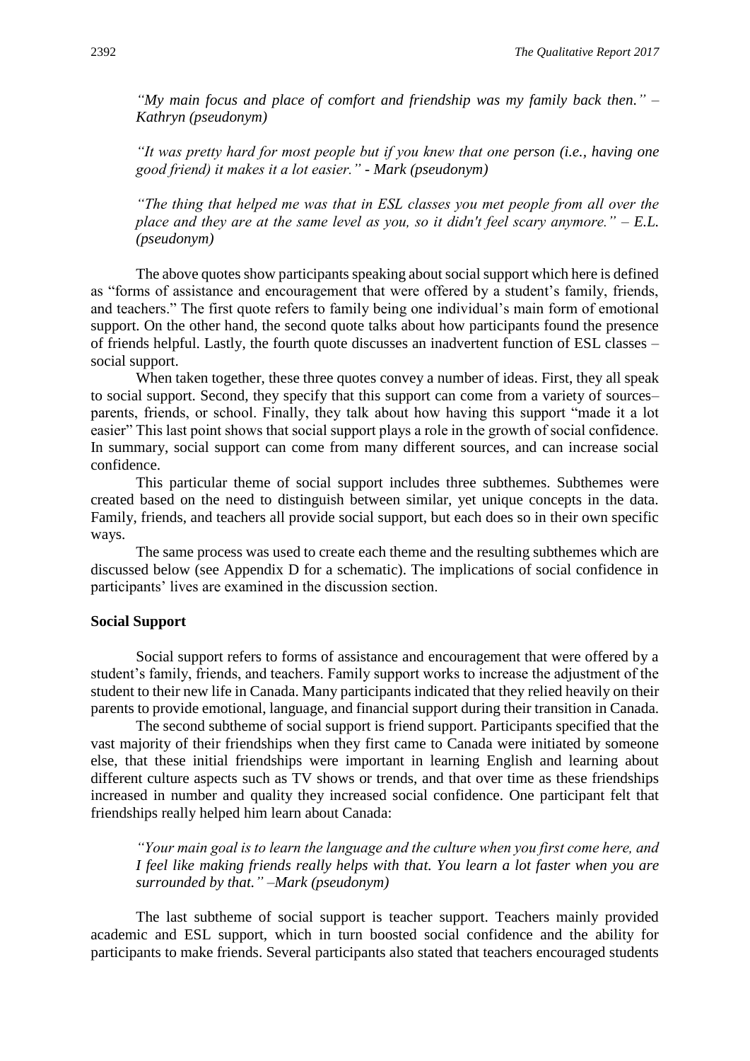*"My main focus and place of comfort and friendship was my family back then." – Kathryn (pseudonym)*

*"It was pretty hard for most people but if you knew that one person (i.e., having one good friend) it makes it a lot easier." - Mark (pseudonym)*

*"The thing that helped me was that in ESL classes you met people from all over the place and they are at the same level as you, so it didn't feel scary anymore." – E.L. (pseudonym)*

The above quotes show participants speaking about social support which here is defined as "forms of assistance and encouragement that were offered by a student's family, friends, and teachers." The first quote refers to family being one individual's main form of emotional support. On the other hand, the second quote talks about how participants found the presence of friends helpful. Lastly, the fourth quote discusses an inadvertent function of ESL classes – social support.

When taken together, these three quotes convey a number of ideas. First, they all speak to social support. Second, they specify that this support can come from a variety of sources– parents, friends, or school. Finally, they talk about how having this support "made it a lot easier" This last point shows that social support plays a role in the growth of social confidence. In summary, social support can come from many different sources, and can increase social confidence.

This particular theme of social support includes three subthemes. Subthemes were created based on the need to distinguish between similar, yet unique concepts in the data. Family, friends, and teachers all provide social support, but each does so in their own specific ways.

The same process was used to create each theme and the resulting subthemes which are discussed below (see Appendix D for a schematic). The implications of social confidence in participants' lives are examined in the discussion section.

**Social Support**

Social support refers to forms of assistance and encouragement that were offered by a student's family, friends, and teachers. Family support works to increase the adjustment of the student to their new life in Canada. Many participants indicated that they relied heavily on their parents to provide emotional, language, and financial support during their transition in Canada.

The second subtheme of social support is friend support. Participants specified that the vast majority of their friendships when they first came to Canada were initiated by someone else, that these initial friendships were important in learning English and learning about different culture aspects such as TV shows or trends, and that over time as these friendships increased in number and quality they increased social confidence. One participant felt that friendships really helped him learn about Canada:

*"Your main goal is to learn the language and the culture when you first come here, and I feel like making friends really helps with that. You learn a lot faster when you are surrounded by that." –Mark (pseudonym)*

The last subtheme of social support is teacher support. Teachers mainly provided academic and ESL support, which in turn boosted social confidence and the ability for participants to make friends. Several participants also stated that teachers encouraged students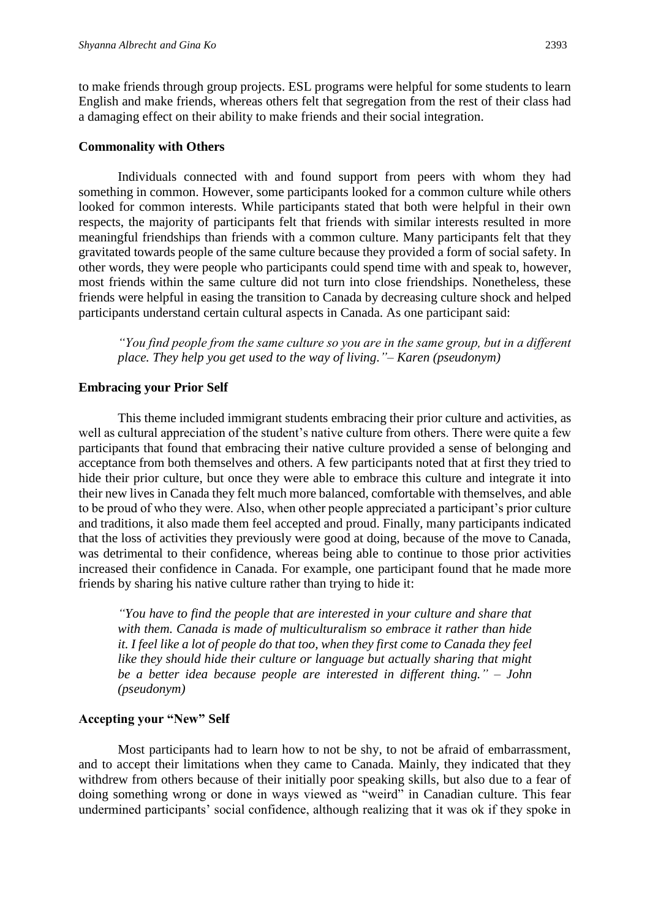to make friends through group projects. ESL programs were helpful for some students to learn English and make friends, whereas others felt that segregation from the rest of their class had a damaging effect on their ability to make friends and their social integration.

### Commonality with Others

Individuals connected with and found support from peers with whom they had something in common. However, some participants looked for a common culture while others looked for common interests. While participants stated that both were helpful in their own respects, the majority of participants felt that friends with similar interests resulted in more meaningful friendships than friends with a common culture. Many participants felt that they gravitated towards people of the same culture because they provided a form of social safety. In other words, they were people who participants could spend time with and speak to, however, most friends within the same culture did not turn into close friendships. Nonetheless, these friends were helpful in easing the transition to Canada by decreasing culture shock and helped participants understand certain cultural aspects in Canada. As one participant said:

> *"You find people from the same culture so you are in the same group, but in a different place. They help you get used to the way of living."– Karen (pseudonym)*

### Embracing your Prior Self

This theme included immigrant students embracing their prior culture and activities, as well as cultural appreciation of the student's native culture from others. There were quite a few participants that found that embracing their native culture provided a sense of belonging and acceptance from both themselves and others. A few participants noted that at first they tried to hide their prior culture, but once they were able to embrace this culture and integrate it into their new lives in Canada they felt much more balanced, comfortable with themselves, and able to be proud of who they were. Also, when other people appreciated a participant's prior culture and traditions, it also made them feel accepted and proud. Finally, many participants indicated that the loss of activities they previously were good at doing, because of the move to Canada, was detrimental to their confidence, whereas being able to continue to those prior activities increased their confidence in Canada. For example, one participant found that he made more friends by sharing his native culture rather than trying to hide it:

> *"You have to find the people that are interested in your culture and share that with them. Canada is made of multiculturalism so embrace it rather than hide it. I feel like a lot of people do that too, when they first come to Canada they feel like they should hide their culture or language but actually sharing that might be a better idea because people are interested in different thing." – John (pseudonym)*

### Accepting your "New" Self

Most participants had to learn how to not be shy, to not be afraid of embarrassment, and to accept their limitations when they came to Canada. Mainly, they indicated that they withdrew from others because of their initially poor speaking skills, but also due to a fear of doing something wrong or done in ways viewed as "weird" in Canadian culture. This fear undermined participants' social confidence, although realizing that it was ok if they spoke in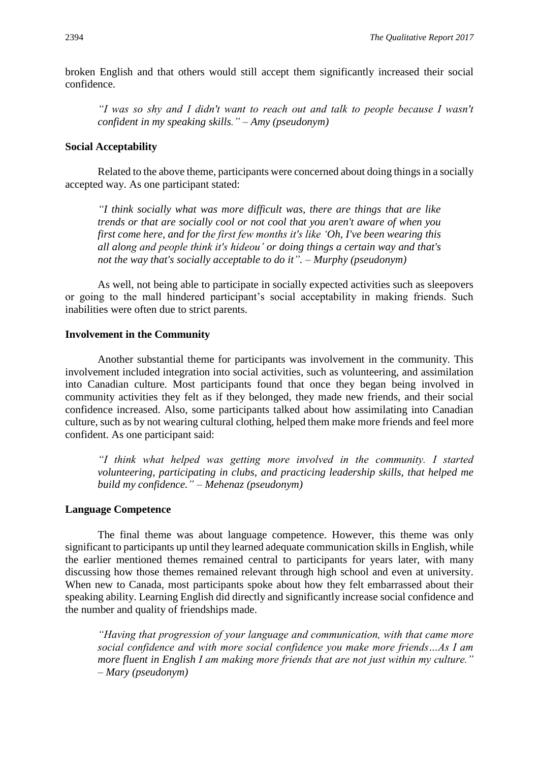broken English and that others would still accept them significantly increased their social confidence.

> *"I was so shy and I didn't want to reach out and talk to people because I wasn't confident in my speaking skills." – Amy (pseudonym)*

### Social Acceptability

Related to the above theme, participants were concerned about doing things in a socially accepted way. As one participant stated:

> *"I think socially what was more difficult was, there are things that are like trends or that are socially cool or not cool that you aren't aware of when you first come here, and for the first few months it's like 'Oh, I've been wearing this all along and people think it's hideou' or doing things a certain way and that's not the way that's socially acceptable to do it". – Murphy (pseudonym)*

As well, not being able to participate in socially expected activities such as sleepovers or going to the mall hindered participant's social acceptability in making friends. Such inabilities were often due to strict parents.

### Involvement in the Community

Another substantial theme for participants was involvement in the community. This involvement included integration into social activities, such as volunteering, and assimilation into Canadian culture. Most participants found that once they began being involved in community activities they felt as if they belonged, they made new friends, and their social confidence increased. Also, some participants talked about how assimilating into Canadian culture, such as by not wearing cultural clothing, helped them make more friends and feel more confident. As one participant said:

> *"I think what helped was getting more involved in the community. I started volunteering, participating in clubs, and practicing leadership skills, that helped me build my confidence." – Mehenaz (pseudonym)*

### Language Competence

The final theme was about language competence. However, this theme was only significant to participants up until they learned adequate communication skills in English, while the earlier mentioned themes remained central to participants for years later, with many discussing how those themes remained relevant through high school and even at university. When new to Canada, most participants spoke about how they felt embarrassed about their speaking ability. Learning English did directly and significantly increase social confidence and the number and quality of friendships made.

> *"Having that progression of your language and communication, with that came more social confidence and with more social confidence you make more friends…As I am more fluent in English I am making more friends that are not just within my culture." – Mary (pseudonym)*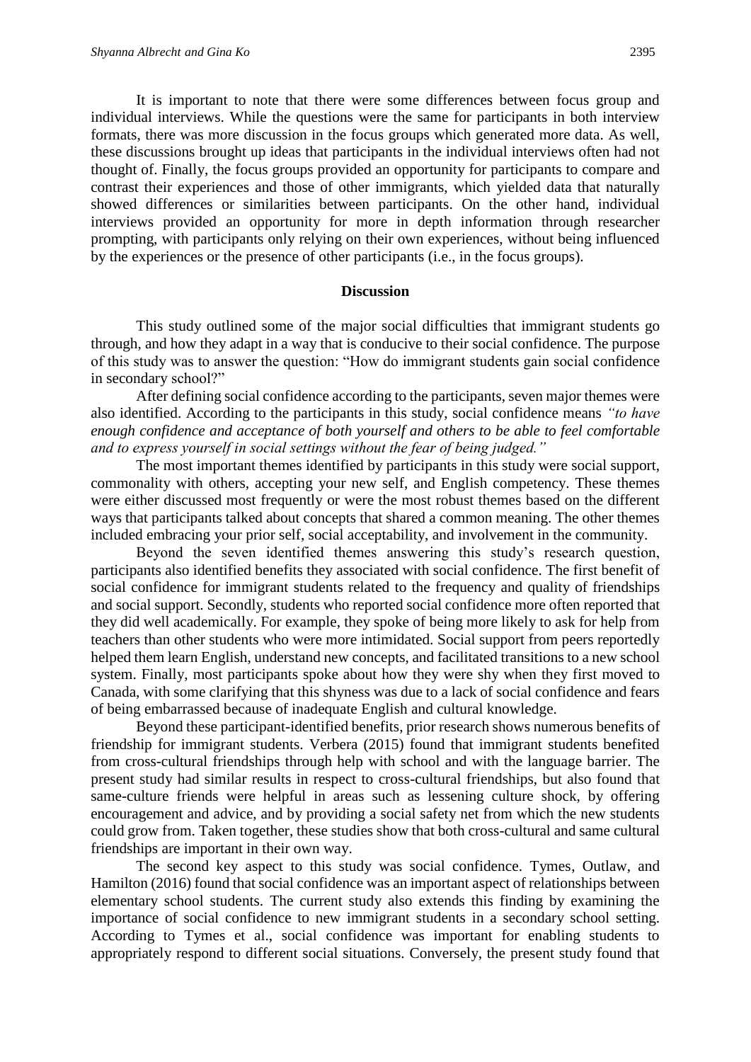It is important to note that there were some differences between focus group and individual interviews. While the questions were the same for participants in both interview formats, there was more discussion in the focus groups which generated more data. As well, these discussions brought up ideas that participants in the individual interviews often had not thought of. Finally, the focus groups provided an opportunity for participants to compare and contrast their experiences and those of other immigrants, which yielded data that naturally showed differences or similarities between participants. On the other hand, individual interviews provided an opportunity for more in depth information through researcher prompting, with participants only relying on their own experiences, without being influenced by the experiences or the presence of other participants (i.e., in the focus groups).

## Discussion

This study outlined some of the major social difficulties that immigrant students go through, and how they adapt in a way that is conducive to their social confidence. The purpose of this study was to answer the question: "How do immigrant students gain social confidence in secondary school?"

After defining social confidence according to the participants, seven major themes were also identified. According to the participants in this study, social confidence means *"to have enough confidence and acceptance of both yourself and others to be able to feel comfortable and to express yourself in social settings without the fear of being judged."*

The most important themes identified by participants in this study were social support, commonality with others, accepting your new self, and English competency. These themes were either discussed most frequently or were the most robust themes based on the different ways that participants talked about concepts that shared a common meaning. The other themes included embracing your prior self, social acceptability, and involvement in the community.

Beyond the seven identified themes answering this study's research question, participants also identified benefits they associated with social confidence. The first benefit of social confidence for immigrant students related to the frequency and quality of friendships and social support. Secondly, students who reported social confidence more often reported that they did well academically. For example, they spoke of being more likely to ask for help from teachers than other students who were more intimidated. Social support from peers reportedly helped them learn English, understand new concepts, and facilitated transitions to a new school system. Finally, most participants spoke about how they were shy when they first moved to Canada, with some clarifying that this shyness was due to a lack of social confidence and fears of being embarrassed because of inadequate English and cultural knowledge.

Beyond these participant-identified benefits, prior research shows numerous benefits of friendship for immigrant students. Verbera (2015) found that immigrant students benefited from cross-cultural friendships through help with school and with the language barrier. The present study had similar results in respect to cross-cultural friendships, but also found that same-culture friends were helpful in areas such as lessening culture shock, by offering encouragement and advice, and by providing a social safety net from which the new students could grow from. Taken together, these studies show that both cross-cultural and same cultural friendships are important in their own way.

The second key aspect to this study was social confidence. Tymes, Outlaw, and Hamilton (2016) found that social confidence was an important aspect of relationships between elementary school students. The current study also extends this finding by examining the importance of social confidence to new immigrant students in a secondary school setting. According to Tymes et al., social confidence was important for enabling students to appropriately respond to different social situations. Conversely, the present study found that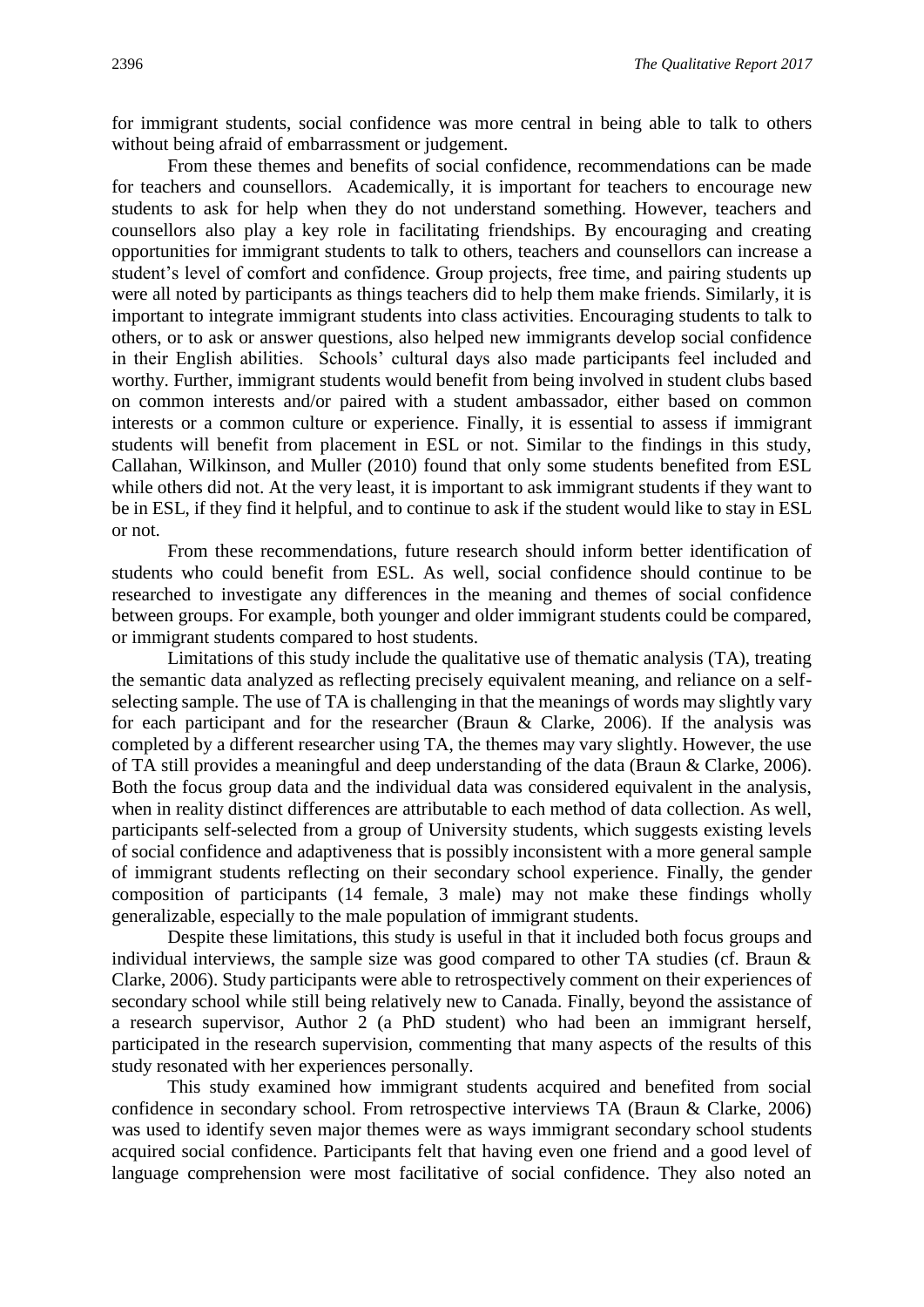for immigrant students, social confidence was more central in being able to talk to others without being afraid of embarrassment or judgement.

From these themes and benefits of social confidence, recommendations can be made for teachers and counsellors. Academically, it is important for teachers to encourage new students to ask for help when they do not understand something. However, teachers and counsellors also play a key role in facilitating friendships. By encouraging and creating opportunities for immigrant students to talk to others, teachers and counsellors can increase a student's level of comfort and confidence. Group projects, free time, and pairing students up were all noted by participants as things teachers did to help them make friends. Similarly, it is important to integrate immigrant students into class activities. Encouraging students to talk to others, or to ask or answer questions, also helped new immigrants develop social confidence in their English abilities. Schools' cultural days also made participants feel included and worthy. Further, immigrant students would benefit from being involved in student clubs based on common interests and/or paired with a student ambassador, either based on common interests or a common culture or experience. Finally, it is essential to assess if immigrant students will benefit from placement in ESL or not. Similar to the findings in this study, Callahan, Wilkinson, and Muller (2010) found that only some students benefited from ESL while others did not. At the very least, it is important to ask immigrant students if they want to be in ESL, if they find it helpful, and to continue to ask if the student would like to stay in ESL or not.

From these recommendations, future research should inform better identification of students who could benefit from ESL. As well, social confidence should continue to be researched to investigate any differences in the meaning and themes of social confidence between groups. For example, both younger and older immigrant students could be compared, or immigrant students compared to host students.

Limitations of this study include the qualitative use of thematic analysis (TA), treating the semantic data analyzed as reflecting precisely equivalent meaning, and reliance on a self-selecting sample. The use of TA is challenging in that the meanings of words may slightly vary for each participant and for the researcher (Braun & Clarke, 2006). If the analysis was completed by a different researcher using TA, the themes may vary slightly. However, the use of TA still provides a meaningful and deep understanding of the data (Braun & Clarke, 2006). Both the focus group data and the individual data was considered equivalent in the analysis, when in reality distinct differences are attributable to each method of data collection. As well, participants self-selected from a group of University students, which suggests existing levels of social confidence and adaptiveness that is possibly inconsistent with a more general sample of immigrant students reflecting on their secondary school experience. Finally, the gender composition of participants (14 female, 3 male) may not make these findings wholly generalizable, especially to the male population of immigrant students.

Despite these limitations, this study is useful in that it included both focus groups and individual interviews, the sample size was good compared to other TA studies (cf. Braun & Clarke, 2006). Study participants were able to retrospectively comment on their experiences of secondary school while still being relatively new to Canada. Finally, beyond the assistance of a research supervisor, Author 2 (a PhD student) who had been an immigrant herself, participated in the research supervision, commenting that many aspects of the results of this study resonated with her experiences personally.

This study examined how immigrant students acquired and benefited from social confidence in secondary school. From retrospective interviews TA (Braun & Clarke, 2006) was used to identify seven major themes were as ways immigrant secondary school students acquired social confidence. Participants felt that having even one friend and a good level of language comprehension were most facilitative of social confidence. They also noted an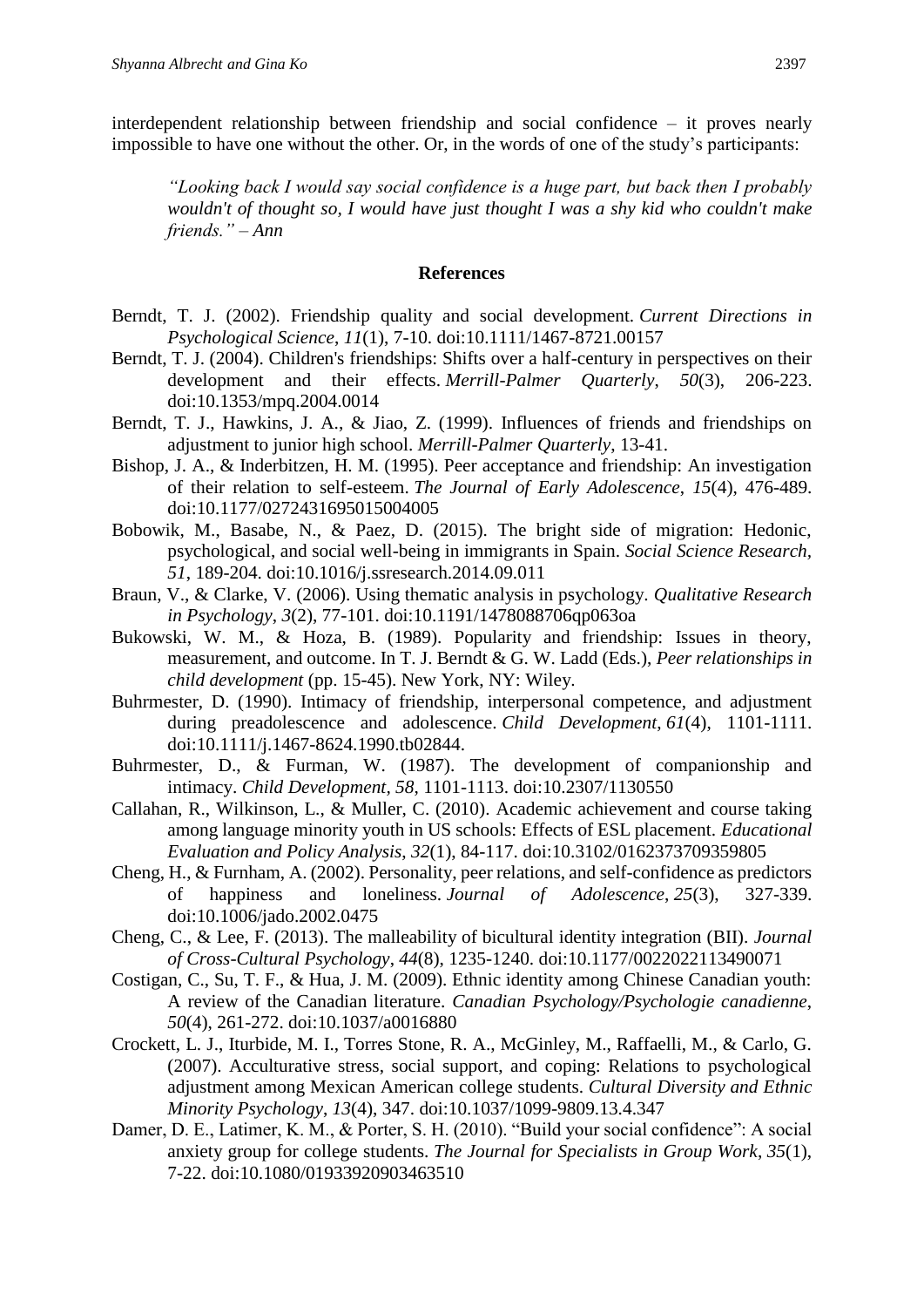interdependent relationship between friendship and social confidence – it proves nearly impossible to have one without the other. Or, in the words of one of the study's participants:

> *"Looking back I would say social confidence is a huge part, but back then I probably wouldn't of thought so, I would have just thought I was a shy kid who couldn't make friends." – Ann*

## References

Berndt, T. J. (2002). Friendship quality and social development. *Current Directions in Psychological Science*, *11*(1), 7-10. doi:10.1111/1467-8721.00157

Berndt, T. J. (2004). Children's friendships: Shifts over a half-century in perspectives on their development and their effects. *Merrill-Palmer Quarterly*, *50*(3), 206-223. doi:10.1353/mpq.2004.0014

Berndt, T. J., Hawkins, J. A., & Jiao, Z. (1999). Influences of friends and friendships on adjustment to junior high school. *Merrill-Palmer Quarterly*, 13-41.

Bishop, J. A., & Inderbitzen, H. M. (1995). Peer acceptance and friendship: An investigation of their relation to self-esteem. *The Journal of Early Adolescence*, *15*(4), 476-489. doi:10.1177/0272431695015004005

Bobowik, M., Basabe, N., & Paez, D. (2015). The bright side of migration: Hedonic, psychological, and social well-being in immigrants in Spain. *Social Science Research, 51*, 189-204. doi:10.1016/j.ssresearch.2014.09.011

Braun, V., & Clarke, V. (2006). Using thematic analysis in psychology. *Qualitative Research in Psychology*, *3*(2), 77-101. doi:10.1191/1478088706qp063oa

Bukowski, W. M., & Hoza, B. (1989). Popularity and friendship: Issues in theory, measurement, and outcome. In T. J. Berndt & G. W. Ladd (Eds.), *Peer relationships in child development* (pp. 15-45). New York, NY: Wiley.

Buhrmester, D. (1990). Intimacy of friendship, interpersonal competence, and adjustment during preadolescence and adolescence. *Child Development, 61*(4), 1101-1111. doi:10.1111/j.1467-8624.1990.tb02844.

Buhrmester, D., & Furman, W. (1987). The development of companionship and intimacy. *Child Development*, *58*, 1101-1113. doi:10.2307/1130550

Callahan, R., Wilkinson, L., & Muller, C. (2010). Academic achievement and course taking among language minority youth in US schools: Effects of ESL placement. *Educational Evaluation and Policy Analysis*, *32*(1), 84-117. doi:10.3102/0162373709359805

Cheng, H., & Furnham, A. (2002). Personality, peer relations, and self-confidence as predictors of happiness and loneliness. *Journal of Adolescence, 25*(3), 327-339. doi:10.1006/jado.2002.0475

Cheng, C., & Lee, F. (2013). The malleability of bicultural identity integration (BII). *Journal of Cross-Cultural Psychology*, *44*(8), 1235-1240. doi:10.1177/0022022113490071

Costigan, C., Su, T. F., & Hua, J. M. (2009). Ethnic identity among Chinese Canadian youth: A review of the Canadian literature. *Canadian Psychology/Psychologie canadienne*, *50*(4), 261-272. doi:10.1037/a0016880

Crockett, L. J., Iturbide, M. I., Torres Stone, R. A., McGinley, M., Raffaelli, M., & Carlo, G. (2007). Acculturative stress, social support, and coping: Relations to psychological adjustment among Mexican American college students. *Cultural Diversity and Ethnic Minority Psychology*, *13*(4), 347. doi:10.1037/1099-9809.13.4.347

Damer, D. E., Latimer, K. M., & Porter, S. H. (2010). "Build your social confidence": A social anxiety group for college students. *The Journal for Specialists in Group Work*, *35*(1), 7-22. doi:10.1080/01933920903463510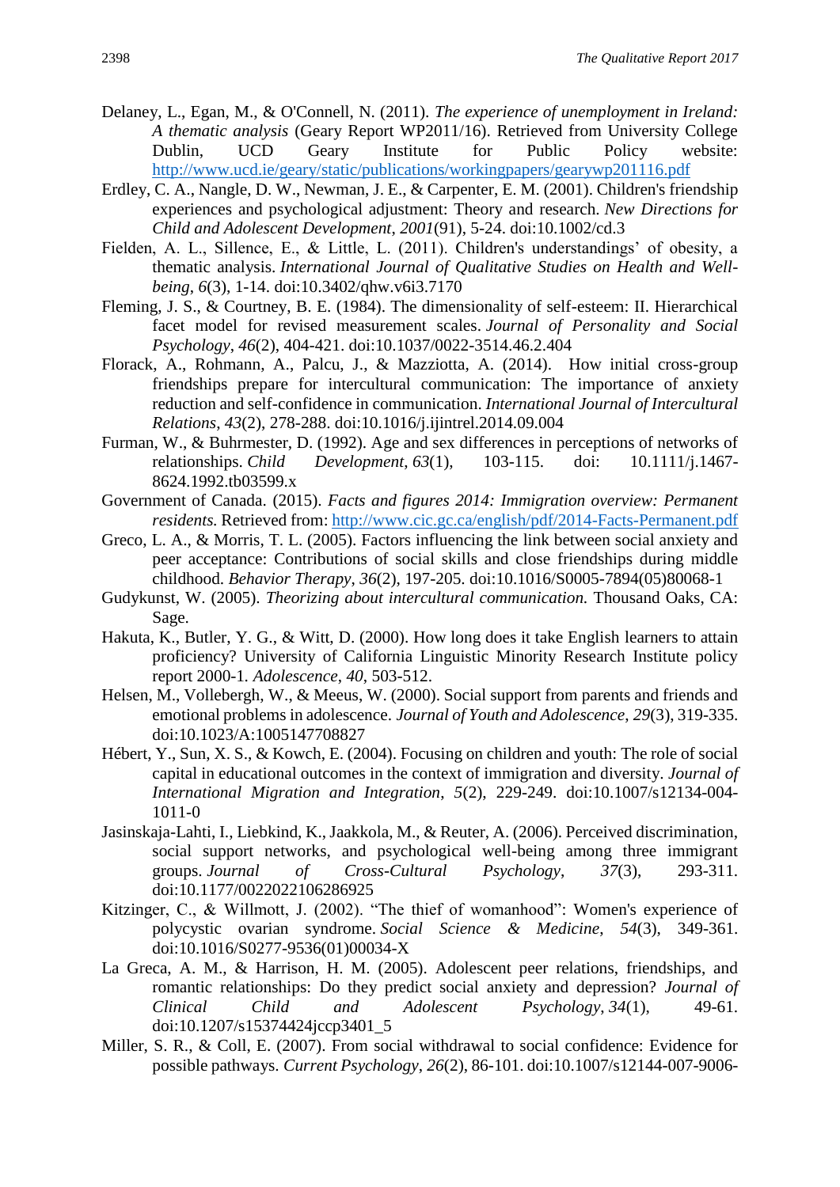Delaney, L., Egan, M., & O'Connell, N. (2011). *The experience of unemployment in Ireland: A thematic analysis* (Geary Report WP2011/16). Retrieved from University College Dublin, UCD Geary Institute for Public Policy website: http://www.ucd.ie/geary/static/publications/workingpapers/gearywp201116.pdf

Erdley, C. A., Nangle, D. W., Newman, J. E., & Carpenter, E. M. (2001). Children's friendship experiences and psychological adjustment: Theory and research. *New Directions for Child and Adolescent Development*, *2001*(91), 5-24. doi:10.1002/cd.3

Fielden, A. L., Sillence, E., & Little, L. (2011). Children's understandings' of obesity, a thematic analysis. *International Journal of Qualitative Studies on Health and Well-being*, *6*(3), 1-14. doi:10.3402/qhw.v6i3.7170

Fleming, J. S., & Courtney, B. E. (1984). The dimensionality of self-esteem: II. Hierarchical facet model for revised measurement scales. *Journal of Personality and Social Psychology*, *46*(2), 404-421. doi:10.1037/0022-3514.46.2.404

Florack, A., Rohmann, A., Palcu, J., & Mazziotta, A. (2014). How initial cross-group friendships prepare for intercultural communication: The importance of anxiety reduction and self-confidence in communication. *International Journal of Intercultural Relations*, *43*(2), 278-288. doi:10.1016/j.ijintrel.2014.09.004

Furman, W., & Buhrmester, D. (1992). Age and sex differences in perceptions of networks of relationships. *Child Development*, *63*(1), 103-115. doi: 10.1111/j.1467-8624.1992.tb03599.x

Government of Canada. (2015). *Facts and figures 2014: Immigration overview: Permanent residents.* Retrieved from: http://www.cic.gc.ca/english/pdf/2014-Facts-Permanent.pdf

Greco, L. A., & Morris, T. L. (2005). Factors influencing the link between social anxiety and peer acceptance: Contributions of social skills and close friendships during middle childhood. *Behavior Therapy*, *36*(2), 197-205. doi:10.1016/S0005-7894(05)80068-1

Gudykunst, W. (2005). *Theorizing about intercultural communication.* Thousand Oaks, CA: Sage.

Hakuta, K., Butler, Y. G., & Witt, D. (2000). How long does it take English learners to attain proficiency? University of California Linguistic Minority Research Institute policy report 2000-1. *Adolescence*, *40*, 503-512.

Helsen, M., Vollebergh, W., & Meeus, W. (2000). Social support from parents and friends and emotional problems in adolescence. *Journal of Youth and Adolescence*, *29*(3), 319-335. doi:10.1023/A:1005147708827

Hébert, Y., Sun, X. S., & Kowch, E. (2004). Focusing on children and youth: The role of social capital in educational outcomes in the context of immigration and diversity. *Journal of International Migration and Integration*, *5*(2), 229-249. doi:10.1007/s12134-004-1011-0

Jasinskaja-Lahti, I., Liebkind, K., Jaakkola, M., & Reuter, A. (2006). Perceived discrimination, social support networks, and psychological well-being among three immigrant groups. *Journal of Cross-Cultural Psychology*, *37*(3), 293-311. doi:10.1177/0022022106286925

Kitzinger, C., & Willmott, J. (2002). "The thief of womanhood": Women's experience of polycystic ovarian syndrome. *Social Science & Medicine*, *54*(3), 349-361. doi:10.1016/S0277-9536(01)00034-X

La Greca, A. M., & Harrison, H. M. (2005). Adolescent peer relations, friendships, and romantic relationships: Do they predict social anxiety and depression? *Journal of Clinical Child and Adolescent Psychology*, *34*(1), 49-61. doi:10.1207/s15374424jccp3401_5

Miller, S. R., & Coll, E. (2007). From social withdrawal to social confidence: Evidence for possible pathways. *Current Psychology*, *26*(2), 86-101. doi:10.1007/s12144-007-9006-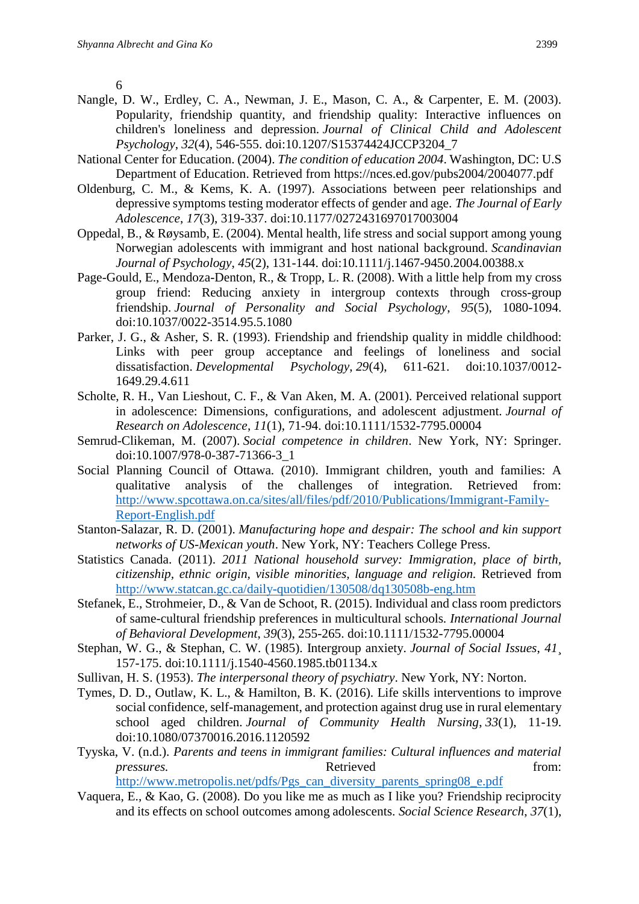6

Nangle, D. W., Erdley, C. A., Newman, J. E., Mason, C. A., & Carpenter, E. M. (2003). Popularity, friendship quantity, and friendship quality: Interactive influences on children's loneliness and depression. *Journal of Clinical Child and Adolescent Psychology*, *32*(4), 546-555. doi:10.1207/S15374424JCCP3204_7

National Center for Education. (2004). *The condition of education 2004*. Washington, DC: U.S Department of Education. Retrieved from https://nces.ed.gov/pubs2004/2004077.pdf

Oldenburg, C. M., & Kems, K. A. (1997). Associations between peer relationships and depressive symptoms testing moderator effects of gender and age. *The Journal of Early Adolescence*, *17*(3), 319-337. doi:10.1177/0272431697017003004

Oppedal, B., & Røysamb, E. (2004). Mental health, life stress and social support among young Norwegian adolescents with immigrant and host national background. *Scandinavian Journal of Psychology*, *45*(2), 131-144. doi:10.1111/j.1467-9450.2004.00388.x

Page-Gould, E., Mendoza-Denton, R., & Tropp, L. R. (2008). With a little help from my cross group friend: Reducing anxiety in intergroup contexts through cross-group friendship. *Journal of Personality and Social Psychology*, *95*(5), 1080-1094. doi:10.1037/0022-3514.95.5.1080

Parker, J. G., & Asher, S. R. (1993). Friendship and friendship quality in middle childhood: Links with peer group acceptance and feelings of loneliness and social dissatisfaction. *Developmental Psychology*, *29*(4), 611-621. doi:10.1037/0012-1649.29.4.611

Scholte, R. H., Van Lieshout, C. F., & Van Aken, M. A. (2001). Perceived relational support in adolescence: Dimensions, configurations, and adolescent adjustment. *Journal of Research on Adolescence*, *11*(1), 71-94. doi:10.1111/1532-7795.00004

Semrud-Clikeman, M. (2007). *Social competence in children*. New York, NY: Springer. doi:10.1007/978-0-387-71366-3_1

Social Planning Council of Ottawa. (2010). Immigrant children, youth and families: A qualitative analysis of the challenges of integration. Retrieved from: http://www.spcottawa.on.ca/sites/all/files/pdf/2010/Publications/Immigrant-Family-Report-English.pdf

Stanton-Salazar, R. D. (2001). *Manufacturing hope and despair: The school and kin support networks of US-Mexican youth*. New York, NY: Teachers College Press.

Statistics Canada. (2011). *2011 National household survey: Immigration, place of birth, citizenship, ethnic origin, visible minorities, language and religion.* Retrieved from http://www.statcan.gc.ca/daily-quotidien/130508/dq130508b-eng.htm

Stefanek, E., Strohmeier, D., & Van de Schoot, R. (2015). Individual and class room predictors of same-cultural friendship preferences in multicultural schools. *International Journal of Behavioral Development*, *39*(3), 255-265. doi:10.1111/1532-7795.00004

Stephan, W. G., & Stephan, C. W. (1985). Intergroup anxiety. *Journal of Social Issues*, *41*¸ 157-175. doi:10.1111/j.1540-4560.1985.tb01134.x

Sullivan, H. S. (1953). *The interpersonal theory of psychiatry*. New York, NY: Norton.

Tymes, D. D., Outlaw, K. L., & Hamilton, B. K. (2016). Life skills interventions to improve social confidence, self-management, and protection against drug use in rural elementary school aged children. *Journal of Community Health Nursing*, *33*(1), 11-19. doi:10.1080/07370016.2016.1120592

Tyyska, V. (n.d.). *Parents and teens in immigrant families: Cultural influences and material pressures.* Retrieved from: http://www.metropolis.net/pdfs/Pgs_can_diversity_parents_spring08_e.pdf

Vaquera, E., & Kao, G. (2008). Do you like me as much as I like you? Friendship reciprocity and its effects on school outcomes among adolescents. *Social Science Research*, *37*(1),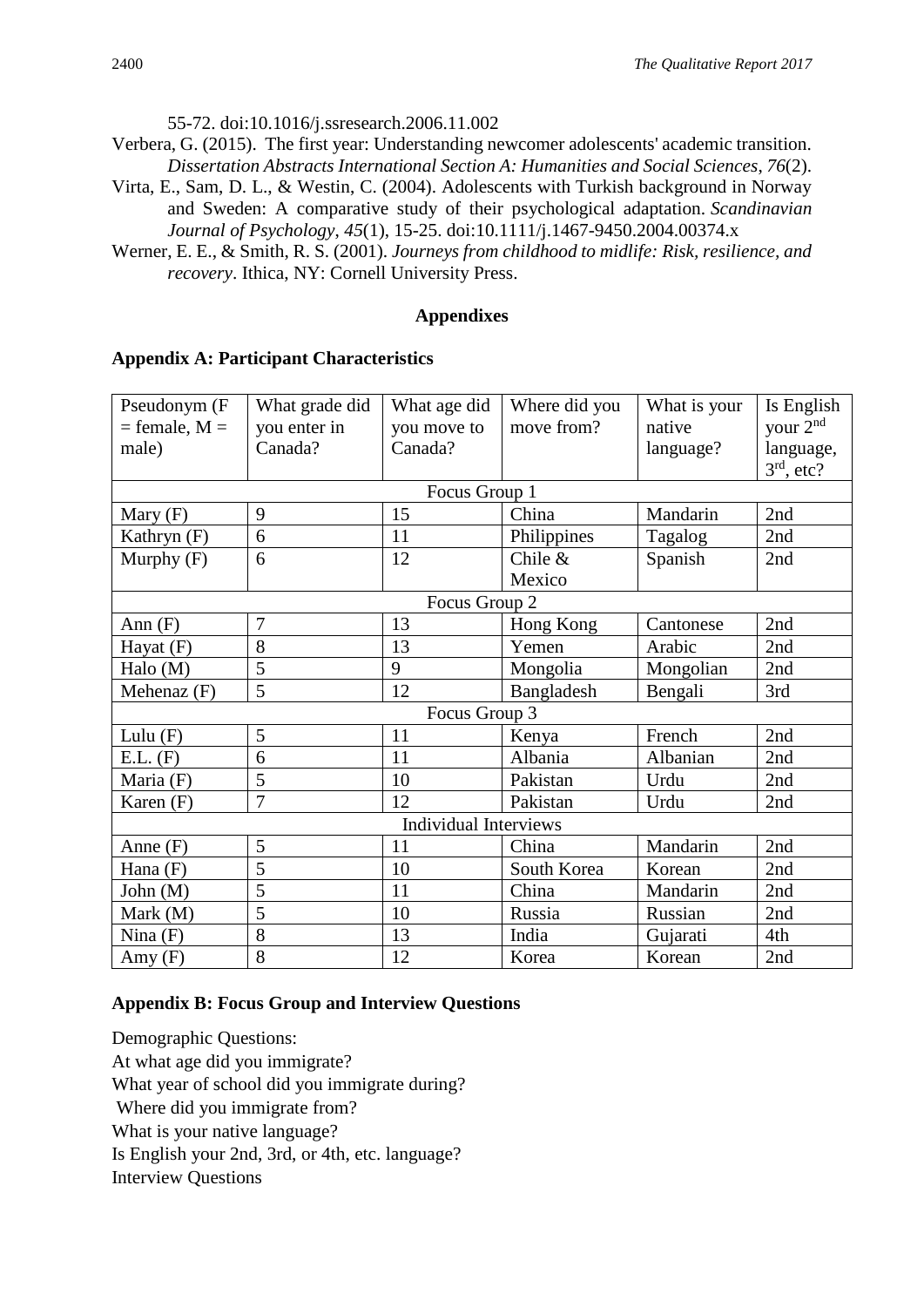55-72. doi:10.1016/j.ssresearch.2006.11.002

Verbera, G. (2015). The first year: Understanding newcomer adolescents' academic transition. *Dissertation Abstracts International Section A: Humanities and Social Sciences*, *76*(2).

Virta, E., Sam, D. L., & Westin, C. (2004). Adolescents with Turkish background in Norway and Sweden: A comparative study of their psychological adaptation. *Scandinavian Journal of Psychology*, *45*(1), 15-25. doi:10.1111/j.1467-9450.2004.00374.x

Werner, E. E., & Smith, R. S. (2001). *Journeys from childhood to midlife: Risk, resilience, and recovery*. Ithica, NY: Cornell University Press.

## Appendixes

### Appendix A: Participant Characteristics

| Pseudonym (F = female, M = male) | What grade did you enter in Canada? | What age did you move to Canada? | Where did you move from? | What is your native language? | Is English your 2nd language, 3rd, etc? |
|---|---|---|---|---|---|
| Focus Group 1 | | | | | |
| Mary (F) | 9 | 15 | China | Mandarin | 2nd |
| Kathryn (F) | 6 | 11 | Philippines | Tagalog | 2nd |
| Murphy (F) | 6 | 12 | Chile & Mexico | Spanish | 2nd |
| Focus Group 2 | | | | | |
| Ann (F) | 7 | 13 | Hong Kong | Cantonese | 2nd |
| Hayat (F) | 8 | 13 | Yemen | Arabic | 2nd |
| Halo (M) | 5 | 9 | Mongolia | Mongolian | 2nd |
| Mehenaz (F) | 5 | 12 | Bangladesh | Bengali | 3rd |
| Focus Group 3 | | | | | |
| Lulu (F) | 5 | 11 | Kenya | French | 2nd |
| E.L. (F) | 6 | 11 | Albania | Albanian | 2nd |
| Maria (F) | 5 | 10 | Pakistan | Urdu | 2nd |
| Karen (F) | 7 | 12 | Pakistan | Urdu | 2nd |
| Individual Interviews | | | | | |
| Anne (F) | 5 | 11 | China | Mandarin | 2nd |
| Hana (F) | 5 | 10 | South Korea | Korean | 2nd |
| John (M) | 5 | 11 | China | Mandarin | 2nd |
| Mark (M) | 5 | 10 | Russia | Russian | 2nd |
| Nina (F) | 8 | 13 | India | Gujarati | 4th |
| Amy (F) | 8 | 12 | Korea | Korean | 2nd |

### Appendix B: Focus Group and Interview Questions

Demographic Questions:
At what age did you immigrate?
What year of school did you immigrate during?
Where did you immigrate from?
What is your native language?
Is English your 2nd, 3rd, or 4th, etc. language?
Interview Questions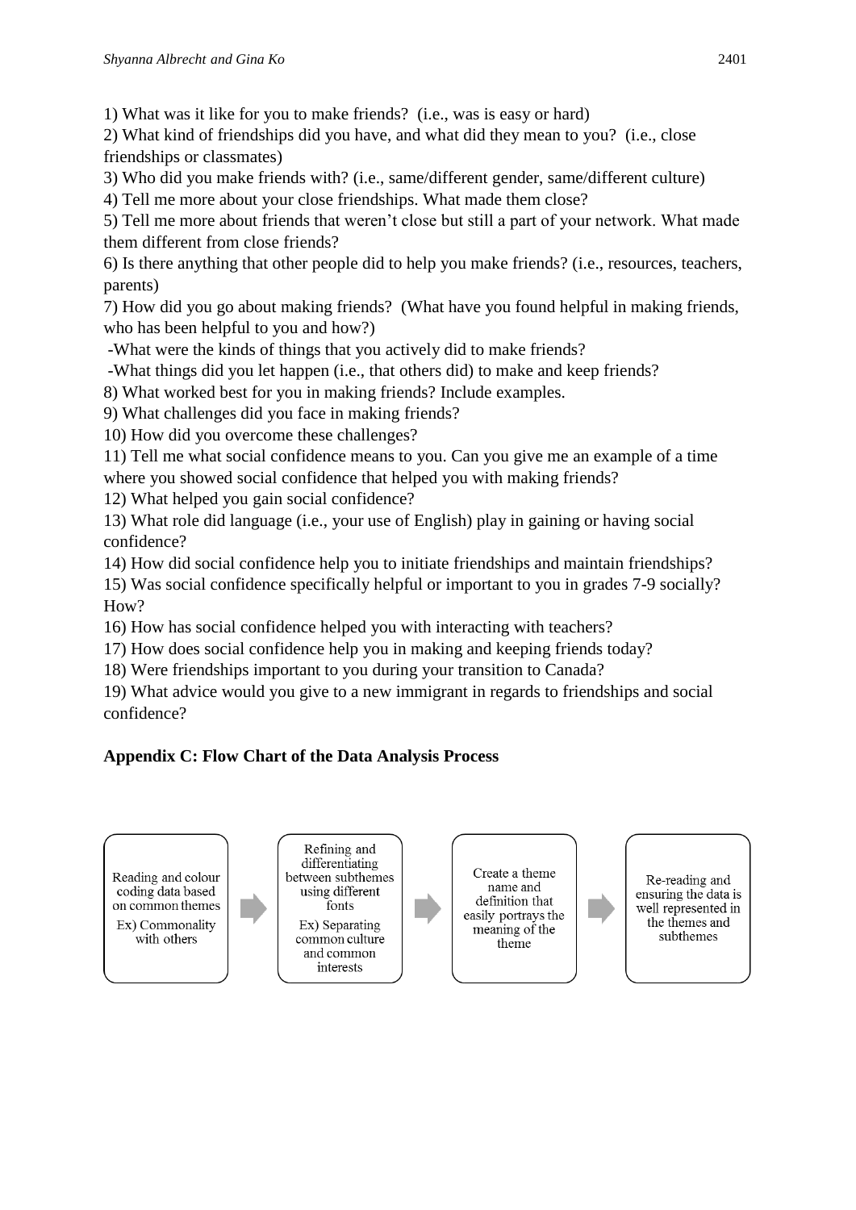1) What was it like for you to make friends? (i.e., was is easy or hard)
2) What kind of friendships did you have, and what did they mean to you? (i.e., close friendships or classmates)
3) Who did you make friends with? (i.e., same/different gender, same/different culture)
4) Tell me more about your close friendships. What made them close?
5) Tell me more about friends that weren't close but still a part of your network. What made them different from close friends?
6) Is there anything that other people did to help you make friends? (i.e., resources, teachers, parents)
7) How did you go about making friends? (What have you found helpful in making friends, who has been helpful to you and how?)
 -What were the kinds of things that you actively did to make friends?
 -What things did you let happen (i.e., that others did) to make and keep friends?
8) What worked best for you in making friends? Include examples.
9) What challenges did you face in making friends?
10) How did you overcome these challenges?
11) Tell me what social confidence means to you. Can you give me an example of a time where you showed social confidence that helped you with making friends?
12) What helped you gain social confidence?
13) What role did language (i.e., your use of English) play in gaining or having social confidence?
14) How did social confidence help you to initiate friendships and maintain friendships?
15) Was social confidence specifically helpful or important to you in grades 7-9 socially? How?
16) How has social confidence helped you with interacting with teachers?
17) How does social confidence help you in making and keeping friends today?
18) Were friendships important to you during your transition to Canada?
19) What advice would you give to a new immigrant in regards to friendships and social confidence?

**Appendix C: Flow Chart of the Data Analysis Process**

Reading and colour coding data based on common themes
Ex) Commonality with others

→

Refining and differentiating between subthemes using different fonts
Ex) Separating common culture and common interests

→

Create a theme name and definition that easily portrays the meaning of the theme

→

Re-reading and ensuring the data is well represented in the themes and subthemes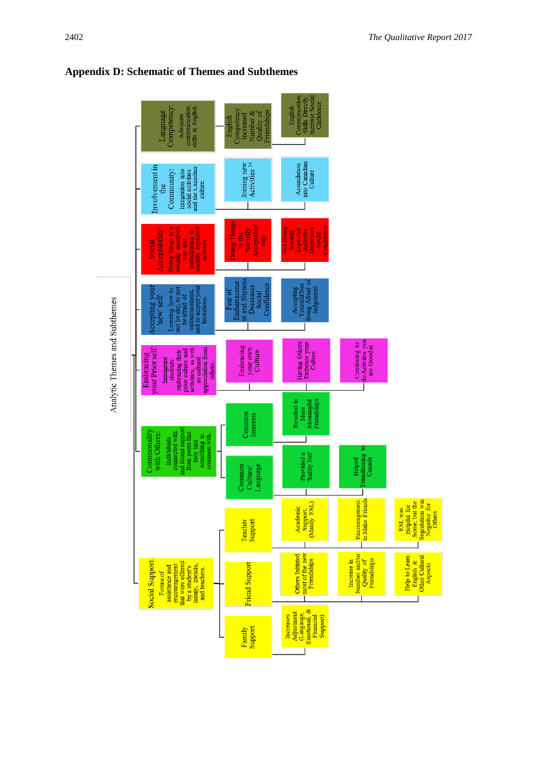## Appendix D: Schematic of Themes and Subthemes

**Analytic Themes and Subthemes**

- **Language Competency:** Adequate communication skills in English.
  - English Competency Increased Number & Quality of Friendships
  - English Communication Skills Directly Increase Social Confidence
- **Involvement in the Community:** Integration into social activities and the Canadian culture.
  - Joining new Activities [24]
  - Assimilation into Canadian Culture
- **Social Acceptability:** Doing things in a socially accepted way and participating in socially expected activities.
  - Doing Things in the 'Socially Acceptable' way
  - Not Doing Socially Expected Activities Decreases Social Confidence
- **Accepting your 'new' self:** Learning how to not be shy, to not be afraid of embarrassment, and to accept your limitations.
  - Fear of Embarrassment and Shyness Decreases Social Confidence
  - Accepting Yourself/Not Being Afraid of Judgement
- **Embracing your Prior self:** Immigrant students embracing their prior culture and activities, as well as cultural appreciation from others.
  - Embracing your own Culture
  - Having Others Embrace your Culture
  - Continuing to do Activities you are Good at
- **Commonality with Others:** Individuals connected with and found support from peers that they had something in common with.
  - Common Interests
    - Resulted in More Meaningful Friendships
  - Common Culture/ Language
    - Provided a 'Safety Net'
    - Helped Transitioning to Canada
- **Social Support:** Forms of assistance and encouragement that were offered by a student's family, friends, and teachers.
  - Teacher Support
    - Academic Support (Mainly ESL)
    - Encouragement to Make Friends
    - ESL was Helpful for Some, but the Segregation was Negative for Others
  - Friend Support
    - Others Initiated most of the new Friendships
    - Increase in Number and/or Quality of Friendships
    - Help to Learn English & Other Cultural Aspects
  - Family Support
    - Increases Adjustment (Langauge, Emotional, & Financial Support)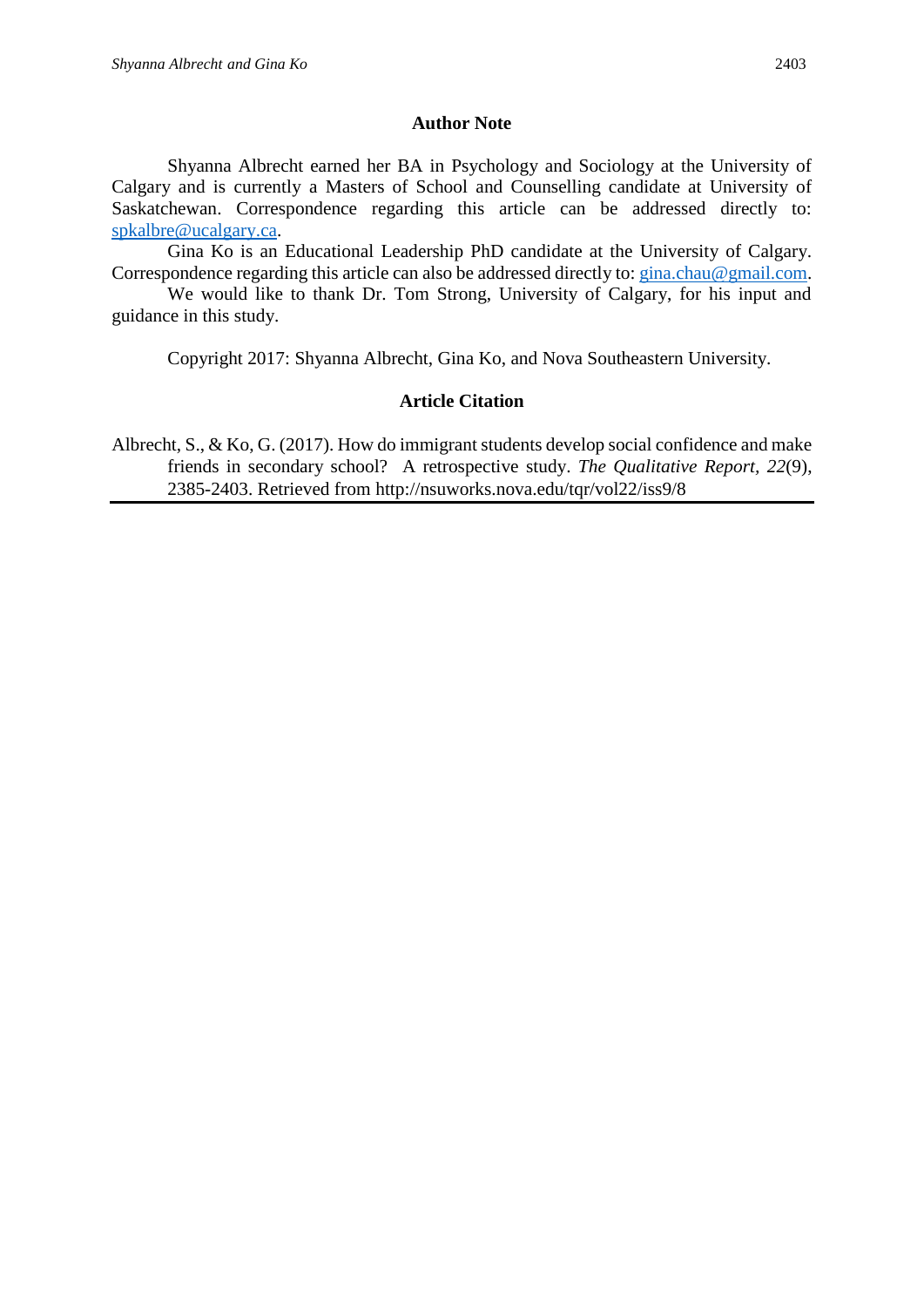## Author Note

Shyanna Albrecht earned her BA in Psychology and Sociology at the University of Calgary and is currently a Masters of School and Counselling candidate at University of Saskatchewan. Correspondence regarding this article can be addressed directly to: spkalbre@ucalgary.ca.

Gina Ko is an Educational Leadership PhD candidate at the University of Calgary. Correspondence regarding this article can also be addressed directly to: gina.chau@gmail.com.

We would like to thank Dr. Tom Strong, University of Calgary, for his input and guidance in this study.

Copyright 2017: Shyanna Albrecht, Gina Ko, and Nova Southeastern University.

## Article Citation

Albrecht, S., & Ko, G. (2017). How do immigrant students develop social confidence and make friends in secondary school? A retrospective study. *The Qualitative Report*, *22*(9), 2385-2403. Retrieved from http://nsuworks.nova.edu/tqr/vol22/iss9/8